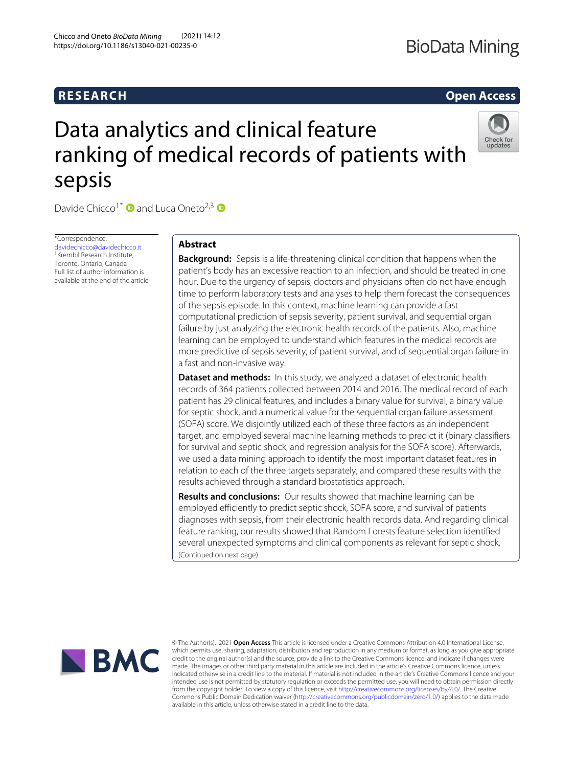RESEARCH

Open Access

# Data analytics and clinical feature ranking of medical records of patients with sepsis

Davide Chicco[1*] and Luca Oneto[2,3]

*Correspondence: davidechicco@davidechicco.it
[1] Krembil Research Institute, Toronto, Ontario, Canada
Full list of author information is available at the end of the article

## Abstract

**Background:** Sepsis is a life-threatening clinical condition that happens when the patient's body has an excessive reaction to an infection, and should be treated in one hour. Due to the urgency of sepsis, doctors and physicians often do not have enough time to perform laboratory tests and analyses to help them forecast the consequences of the sepsis episode. In this context, machine learning can provide a fast computational prediction of sepsis severity, patient survival, and sequential organ failure by just analyzing the electronic health records of the patients. Also, machine learning can be employed to understand which features in the medical records are more predictive of sepsis severity, of patient survival, and of sequential organ failure in a fast and non-invasive way.

**Dataset and methods:** In this study, we analyzed a dataset of electronic health records of 364 patients collected between 2014 and 2016. The medical record of each patient has 29 clinical features, and includes a binary value for survival, a binary value for septic shock, and a numerical value for the sequential organ failure assessment (SOFA) score. We disjointly utilized each of these three factors as an independent target, and employed several machine learning methods to predict it (binary classifiers for survival and septic shock, and regression analysis for the SOFA score). Afterwards, we used a data mining approach to identify the most important dataset features in relation to each of the three targets separately, and compared these results with the results achieved through a standard biostatistics approach.

**Results and conclusions:** Our results showed that machine learning can be employed efficiently to predict septic shock, SOFA score, and survival of patients diagnoses with sepsis, from their electronic health records data. And regarding clinical feature ranking, our results showed that Random Forests feature selection identified several unexpected symptoms and clinical components as relevant for septic shock,

(Continued on next page)

© The Author(s). 2021 **Open Access** This article is licensed under a Creative Commons Attribution 4.0 International License, which permits use, sharing, adaptation, distribution and reproduction in any medium or format, as long as you give appropriate credit to the original author(s) and the source, provide a link to the Creative Commons licence, and indicate if changes were made. The images or other third party material in this article are included in the article's Creative Commons licence, unless indicated otherwise in a credit line to the material. If material is not included in the article's Creative Commons licence and your intended use is not permitted by statutory regulation or exceeds the permitted use, you will need to obtain permission directly from the copyright holder. To view a copy of this licence, visit http://creativecommons.org/licenses/by/4.0/. The Creative Commons Public Domain Dedication waiver (http://creativecommons.org/publicdomain/zero/1.0/) applies to the data made available in this article, unless otherwise stated in a credit line to the data.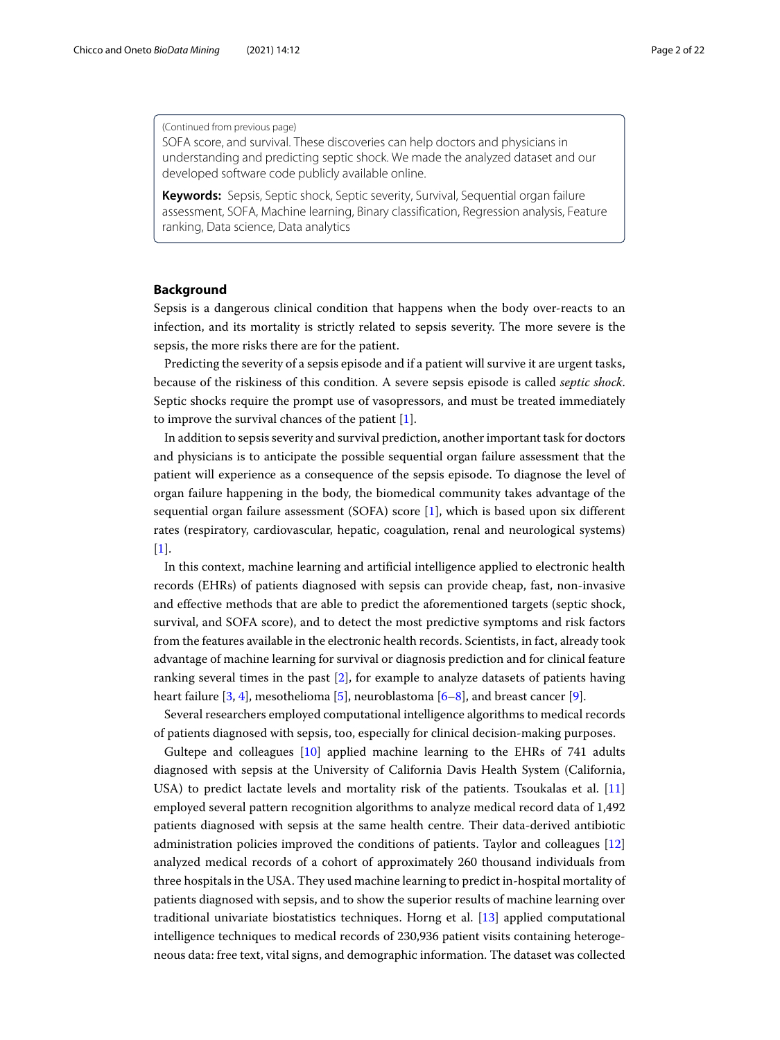(Continued from previous page)

SOFA score, and survival. These discoveries can help doctors and physicians in understanding and predicting septic shock. We made the analyzed dataset and our developed software code publicly available online.

**Keywords:** Sepsis, Septic shock, Septic severity, Survival, Sequential organ failure assessment, SOFA, Machine learning, Binary classification, Regression analysis, Feature ranking, Data science, Data analytics

## Background

Sepsis is a dangerous clinical condition that happens when the body over-reacts to an infection, and its mortality is strictly related to sepsis severity. The more severe is the sepsis, the more risks there are for the patient.

Predicting the severity of a sepsis episode and if a patient will survive it are urgent tasks, because of the riskiness of this condition. A severe sepsis episode is called *septic shock*. Septic shocks require the prompt use of vasopressors, and must be treated immediately to improve the survival chances of the patient [1].

In addition to sepsis severity and survival prediction, another important task for doctors and physicians is to anticipate the possible sequential organ failure assessment that the patient will experience as a consequence of the sepsis episode. To diagnose the level of organ failure happening in the body, the biomedical community takes advantage of the sequential organ failure assessment (SOFA) score [1], which is based upon six different rates (respiratory, cardiovascular, hepatic, coagulation, renal and neurological systems) [1].

In this context, machine learning and artificial intelligence applied to electronic health records (EHRs) of patients diagnosed with sepsis can provide cheap, fast, non-invasive and effective methods that are able to predict the aforementioned targets (septic shock, survival, and SOFA score), and to detect the most predictive symptoms and risk factors from the features available in the electronic health records. Scientists, in fact, already took advantage of machine learning for survival or diagnosis prediction and for clinical feature ranking several times in the past [2], for example to analyze datasets of patients having heart failure [3, 4], mesothelioma [5], neuroblastoma [6–8], and breast cancer [9].

Several researchers employed computational intelligence algorithms to medical records of patients diagnosed with sepsis, too, especially for clinical decision-making purposes.

Gultepe and colleagues [10] applied machine learning to the EHRs of 741 adults diagnosed with sepsis at the University of California Davis Health System (California, USA) to predict lactate levels and mortality risk of the patients. Tsoukalas et al. [11] employed several pattern recognition algorithms to analyze medical record data of 1,492 patients diagnosed with sepsis at the same health centre. Their data-derived antibiotic administration policies improved the conditions of patients. Taylor and colleagues [12] analyzed medical records of a cohort of approximately 260 thousand individuals from three hospitals in the USA. They used machine learning to predict in-hospital mortality of patients diagnosed with sepsis, and to show the superior results of machine learning over traditional univariate biostatistics techniques. Horng et al. [13] applied computational intelligence techniques to medical records of 230,936 patient visits containing heterogeneous data: free text, vital signs, and demographic information. The dataset was collected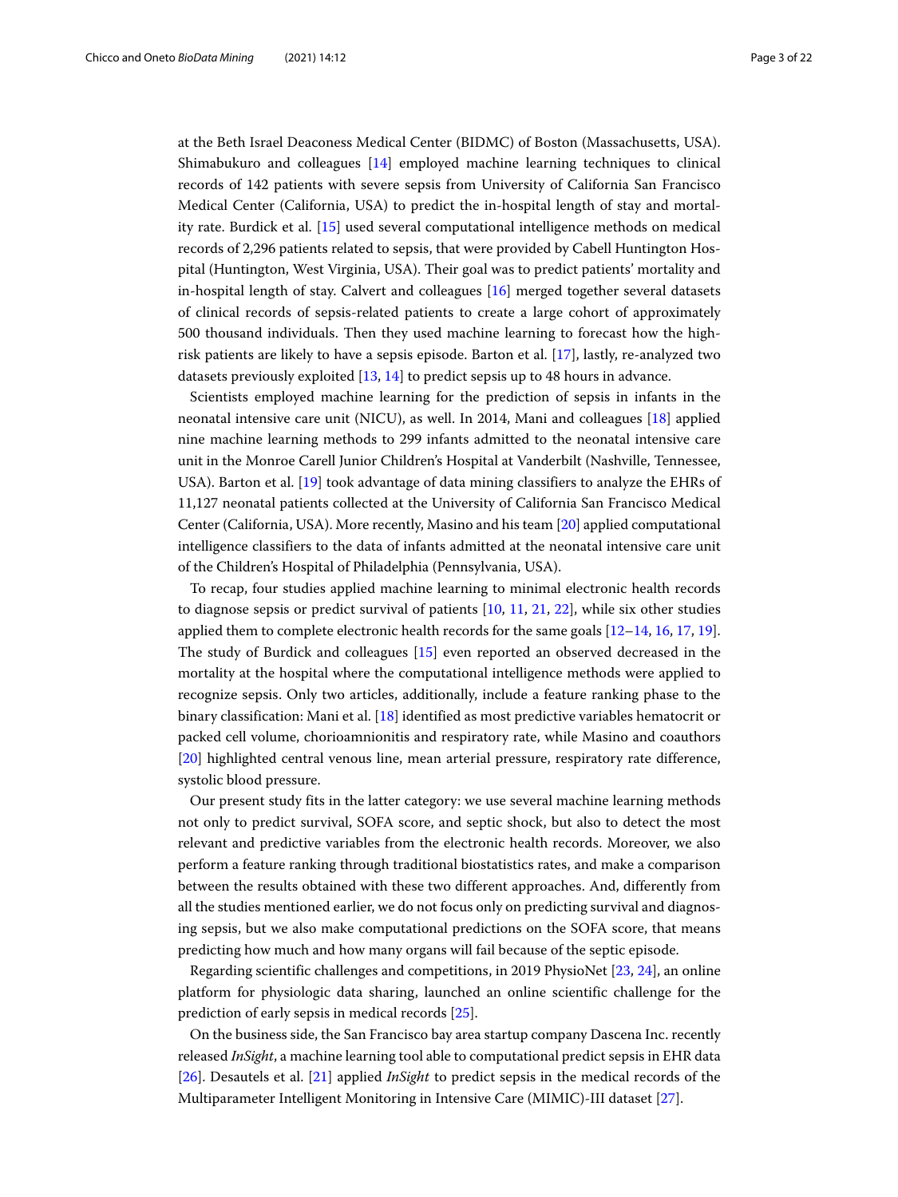at the Beth Israel Deaconess Medical Center (BIDMC) of Boston (Massachusetts, USA). Shimabukuro and colleagues [14] employed machine learning techniques to clinical records of 142 patients with severe sepsis from University of California San Francisco Medical Center (California, USA) to predict the in-hospital length of stay and mortality rate. Burdick et al. [15] used several computational intelligence methods on medical records of 2,296 patients related to sepsis, that were provided by Cabell Huntington Hospital (Huntington, West Virginia, USA). Their goal was to predict patients' mortality and in-hospital length of stay. Calvert and colleagues [16] merged together several datasets of clinical records of sepsis-related patients to create a large cohort of approximately 500 thousand individuals. Then they used machine learning to forecast how the high-risk patients are likely to have a sepsis episode. Barton et al. [17], lastly, re-analyzed two datasets previously exploited [13, 14] to predict sepsis up to 48 hours in advance.

Scientists employed machine learning for the prediction of sepsis in infants in the neonatal intensive care unit (NICU), as well. In 2014, Mani and colleagues [18] applied nine machine learning methods to 299 infants admitted to the neonatal intensive care unit in the Monroe Carell Junior Children's Hospital at Vanderbilt (Nashville, Tennessee, USA). Barton et al. [19] took advantage of data mining classifiers to analyze the EHRs of 11,127 neonatal patients collected at the University of California San Francisco Medical Center (California, USA). More recently, Masino and his team [20] applied computational intelligence classifiers to the data of infants admitted at the neonatal intensive care unit of the Children's Hospital of Philadelphia (Pennsylvania, USA).

To recap, four studies applied machine learning to minimal electronic health records to diagnose sepsis or predict survival of patients [10, 11, 21, 22], while six other studies applied them to complete electronic health records for the same goals [12–14, 16, 17, 19]. The study of Burdick and colleagues [15] even reported an observed decreased in the mortality at the hospital where the computational intelligence methods were applied to recognize sepsis. Only two articles, additionally, include a feature ranking phase to the binary classification: Mani et al. [18] identified as most predictive variables hematocrit or packed cell volume, chorioamnionitis and respiratory rate, while Masino and coauthors [20] highlighted central venous line, mean arterial pressure, respiratory rate difference, systolic blood pressure.

Our present study fits in the latter category: we use several machine learning methods not only to predict survival, SOFA score, and septic shock, but also to detect the most relevant and predictive variables from the electronic health records. Moreover, we also perform a feature ranking through traditional biostatistics rates, and make a comparison between the results obtained with these two different approaches. And, differently from all the studies mentioned earlier, we do not focus only on predicting survival and diagnosing sepsis, but we also make computational predictions on the SOFA score, that means predicting how much and how many organs will fail because of the septic episode.

Regarding scientific challenges and competitions, in 2019 PhysioNet [23, 24], an online platform for physiologic data sharing, launched an online scientific challenge for the prediction of early sepsis in medical records [25].

On the business side, the San Francisco bay area startup company Dascena Inc. recently released *InSight*, a machine learning tool able to computational predict sepsis in EHR data [26]. Desautels et al. [21] applied *InSight* to predict sepsis in the medical records of the Multiparameter Intelligent Monitoring in Intensive Care (MIMIC)-III dataset [27].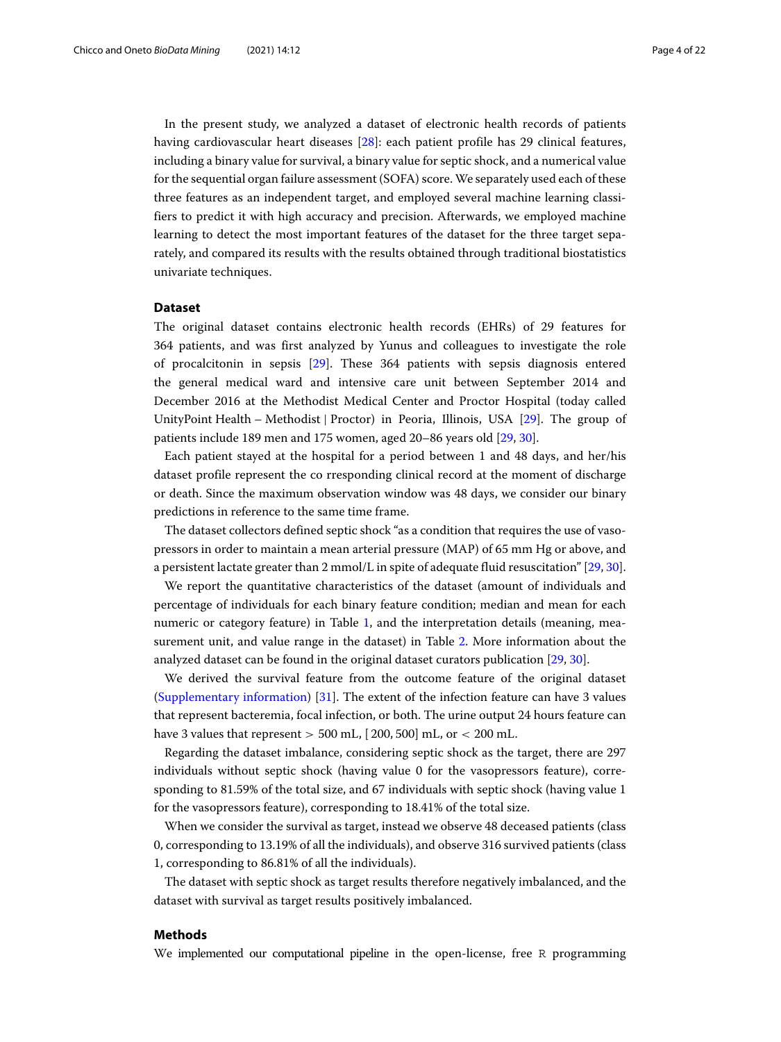In the present study, we analyzed a dataset of electronic health records of patients having cardiovascular heart diseases [28]: each patient profile has 29 clinical features, including a binary value for survival, a binary value for septic shock, and a numerical value for the sequential organ failure assessment (SOFA) score. We separately used each of these three features as an independent target, and employed several machine learning classifiers to predict it with high accuracy and precision. Afterwards, we employed machine learning to detect the most important features of the dataset for the three target separately, and compared its results with the results obtained through traditional biostatistics univariate techniques.

## Dataset

The original dataset contains electronic health records (EHRs) of 29 features for 364 patients, and was first analyzed by Yunus and colleagues to investigate the role of procalcitonin in sepsis [29]. These 364 patients with sepsis diagnosis entered the general medical ward and intensive care unit between September 2014 and December 2016 at the Methodist Medical Center and Proctor Hospital (today called UnityPoint Health – Methodist | Proctor) in Peoria, Illinois, USA [29]. The group of patients include 189 men and 175 women, aged 20–86 years old [29, 30].

Each patient stayed at the hospital for a period between 1 and 48 days, and her/his dataset profile represent the co rresponding clinical record at the moment of discharge or death. Since the maximum observation window was 48 days, we consider our binary predictions in reference to the same time frame.

The dataset collectors defined septic shock "as a condition that requires the use of vasopressors in order to maintain a mean arterial pressure (MAP) of 65 mm Hg or above, and a persistent lactate greater than 2 mmol/L in spite of adequate fluid resuscitation" [29, 30].

We report the quantitative characteristics of the dataset (amount of individuals and percentage of individuals for each binary feature condition; median and mean for each numeric or category feature) in Table 1, and the interpretation details (meaning, measurement unit, and value range in the dataset) in Table 2. More information about the analyzed dataset can be found in the original dataset curators publication [29, 30].

We derived the survival feature from the outcome feature of the original dataset (Supplementary information) [31]. The extent of the infection feature can have 3 values that represent bacteremia, focal infection, or both. The urine output 24 hours feature can have 3 values that represent $> 500$ mL, $[200, 500]$ mL, or $< 200$ mL.

Regarding the dataset imbalance, considering septic shock as the target, there are 297 individuals without septic shock (having value 0 for the vasopressors feature), corresponding to 81.59% of the total size, and 67 individuals with septic shock (having value 1 for the vasopressors feature), corresponding to 18.41% of the total size.

When we consider the survival as target, instead we observe 48 deceased patients (class 0, corresponding to 13.19% of all the individuals), and observe 316 survived patients (class 1, corresponding to 86.81% of all the individuals).

The dataset with septic shock as target results therefore negatively imbalanced, and the dataset with survival as target results positively imbalanced.

## Methods

We implemented our computational pipeline in the open-license, free R programming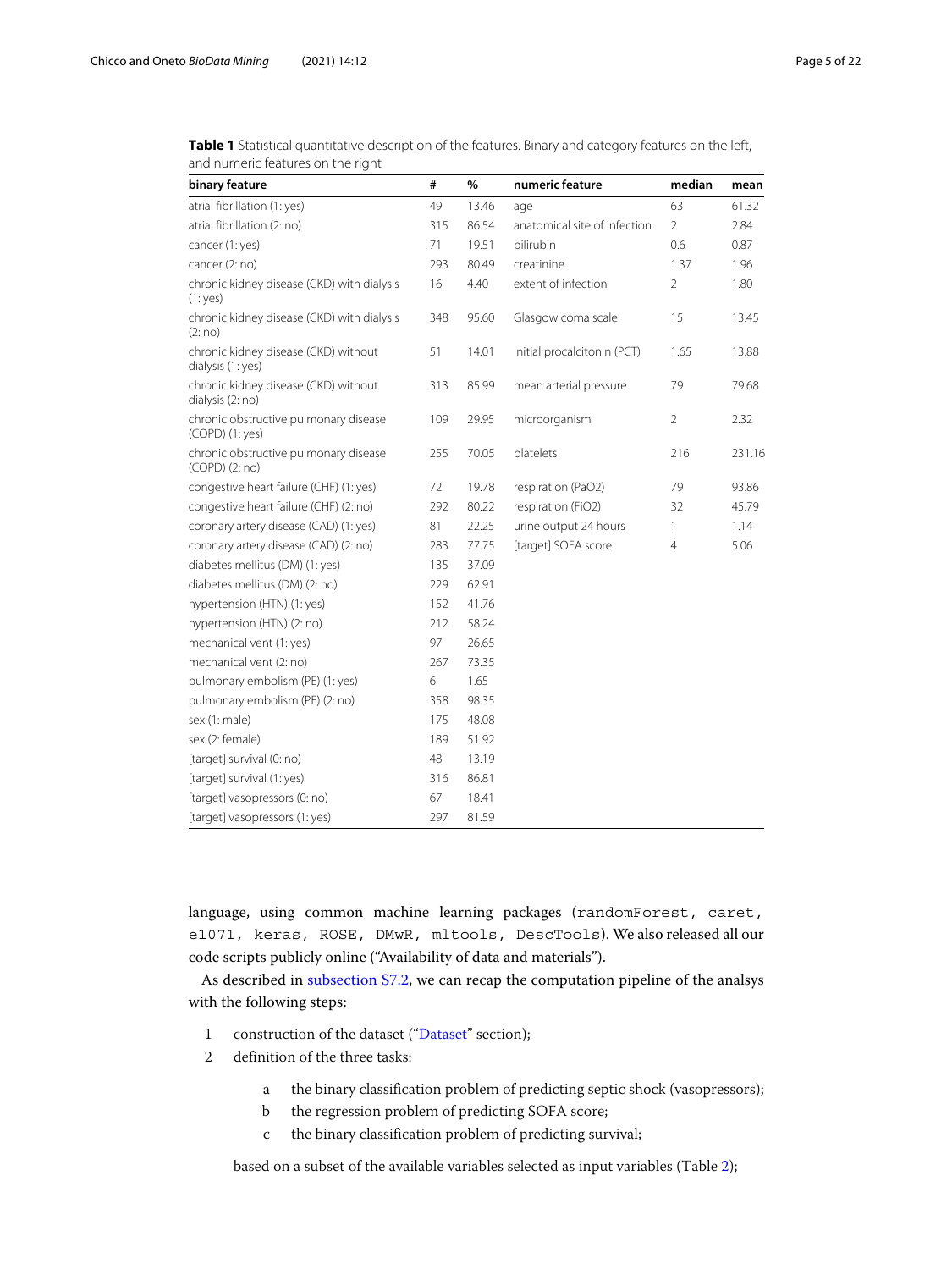**Table 1** Statistical quantitative description of the features. Binary and category features on the left, and numeric features on the right

| binary feature | # | % | numeric feature | median | mean |
|---|---|---|---|---|---|
| atrial fibrillation (1: yes) | 49 | 13.46 | age | 63 | 61.32 |
| atrial fibrillation (2: no) | 315 | 86.54 | anatomical site of infection | 2 | 2.84 |
| cancer (1: yes) | 71 | 19.51 | bilirubin | 0.6 | 0.87 |
| cancer (2: no) | 293 | 80.49 | creatinine | 1.37 | 1.96 |
| chronic kidney disease (CKD) with dialysis (1: yes) | 16 | 4.40 | extent of infection | 2 | 1.80 |
| chronic kidney disease (CKD) with dialysis (2: no) | 348 | 95.60 | Glasgow coma scale | 15 | 13.45 |
| chronic kidney disease (CKD) without dialysis (1: yes) | 51 | 14.01 | initial procalcitonin (PCT) | 1.65 | 13.88 |
| chronic kidney disease (CKD) without dialysis (2: no) | 313 | 85.99 | mean arterial pressure | 79 | 79.68 |
| chronic obstructive pulmonary disease (COPD) (1: yes) | 109 | 29.95 | microorganism | 2 | 2.32 |
| chronic obstructive pulmonary disease (COPD) (2: no) | 255 | 70.05 | platelets | 216 | 231.16 |
| congestive heart failure (CHF) (1: yes) | 72 | 19.78 | respiration (PaO2) | 79 | 93.86 |
| congestive heart failure (CHF) (2: no) | 292 | 80.22 | respiration (FiO2) | 32 | 45.79 |
| coronary artery disease (CAD) (1: yes) | 81 | 22.25 | urine output 24 hours | 1 | 1.14 |
| coronary artery disease (CAD) (2: no) | 283 | 77.75 | [target] SOFA score | 4 | 5.06 |
| diabetes mellitus (DM) (1: yes) | 135 | 37.09 | | | |
| diabetes mellitus (DM) (2: no) | 229 | 62.91 | | | |
| hypertension (HTN) (1: yes) | 152 | 41.76 | | | |
| hypertension (HTN) (2: no) | 212 | 58.24 | | | |
| mechanical vent (1: yes) | 97 | 26.65 | | | |
| mechanical vent (2: no) | 267 | 73.35 | | | |
| pulmonary embolism (PE) (1: yes) | 6 | 1.65 | | | |
| pulmonary embolism (PE) (2: no) | 358 | 98.35 | | | |
| sex (1: male) | 175 | 48.08 | | | |
| sex (2: female) | 189 | 51.92 | | | |
| [target] survival (0: no) | 48 | 13.19 | | | |
| [target] survival (1: yes) | 316 | 86.81 | | | |
| [target] vasopressors (0: no) | 67 | 18.41 | | | |
| [target] vasopressors (1: yes) | 297 | 81.59 | | | |

language, using common machine learning packages (`randomForest`, `caret`, `e1071`, `keras`, `ROSE`, `DMwR`, `mltools`, `DescTools`). We also released all our code scripts publicly online ("Availability of data and materials").

As described in subsection S7.2, we can recap the computation pipeline of the analsys with the following steps:

1. construction of the dataset ("Dataset" section);
2. definition of the three tasks:
    a. the binary classification problem of predicting septic shock (vasopressors);
    b. the regression problem of predicting SOFA score;
    c. the binary classification problem of predicting survival;

   based on a subset of the available variables selected as input variables (Table 2);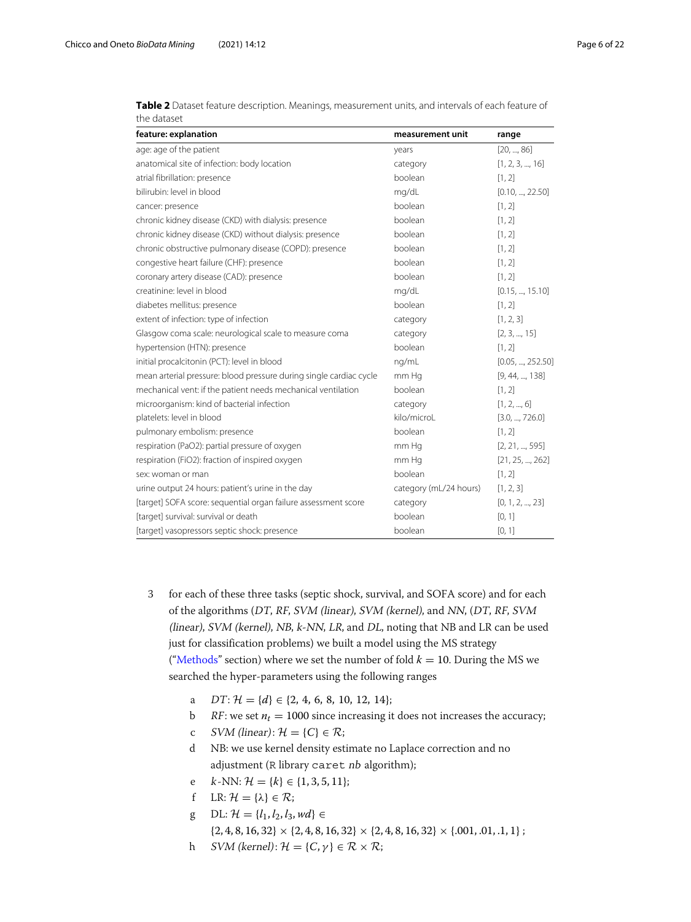**Table 2** Dataset feature description. Meanings, measurement units, and intervals of each feature of the dataset

| feature: explanation | measurement unit | range |
|---|---|---|
| age: age of the patient | years | [20, ..., 86] |
| anatomical site of infection: body location | category | [1, 2, 3, ..., 16] |
| atrial fibrillation: presence | boolean | [1, 2] |
| bilirubin: level in blood | mg/dL | [0.10, ..., 22.50] |
| cancer: presence | boolean | [1, 2] |
| chronic kidney disease (CKD) with dialysis: presence | boolean | [1, 2] |
| chronic kidney disease (CKD) without dialysis: presence | boolean | [1, 2] |
| chronic obstructive pulmonary disease (COPD): presence | boolean | [1, 2] |
| congestive heart failure (CHF): presence | boolean | [1, 2] |
| coronary artery disease (CAD): presence | boolean | [1, 2] |
| creatinine: level in blood | mg/dL | [0.15, ..., 15.10] |
| diabetes mellitus: presence | boolean | [1, 2] |
| extent of infection: type of infection | category | [1, 2, 3] |
| Glasgow coma scale: neurological scale to measure coma | category | [2, 3, ..., 15] |
| hypertension (HTN): presence | boolean | [1, 2] |
| initial procalcitonin (PCT): level in blood | ng/mL | [0.05, ..., 252.50] |
| mean arterial pressure: blood pressure during single cardiac cycle | mm Hg | [9, 44, ..., 138] |
| mechanical vent: if the patient needs mechanical ventilation | boolean | [1, 2] |
| microorganism: kind of bacterial infection | category | [1, 2, ..., 6] |
| platelets: level in blood | kilo/microL | [3.0, ..., 726.0] |
| pulmonary embolism: presence | boolean | [1, 2] |
| respiration (PaO2): partial pressure of oxygen | mm Hg | [2, 21, ..., 595] |
| respiration (FiO2): fraction of inspired oxygen | mm Hg | [21, 25, ..., 262] |
| sex: woman or man | boolean | [1, 2] |
| urine output 24 hours: patient's urine in the day | category (mL/24 hours) | [1, 2, 3] |
| [target] SOFA score: sequential organ failure assessment score | category | [0, 1, 2, ..., 23] |
| [target] survival: survival or death | boolean | [0, 1] |
| [target] vasopressors septic shock: presence | boolean | [0, 1] |

3. for each of these three tasks (septic shock, survival, and SOFA score) and for each of the algorithms (*DT*, *RF*, *SVM (linear)*, *SVM (kernel)*, and *NN*, (*DT*, *RF*, *SVM (linear)*, *SVM (kernel)*, *NB*, *k-NN*, *LR*, and *DL*, noting that NB and LR can be used just for classification problems) we built a model using the MS strategy ("Methods" section) where we set the number of fold $k = 10$. During the MS we searched the hyper-parameters using the following ranges

   a. *DT*: $\mathcal{H} = \{d\} \in \{2, 4, 6, 8, 10, 12, 14\}$;
   b. *RF*: we set $n_t = 1000$ since increasing it does not increases the accuracy;
   c. *SVM (linear)*: $\mathcal{H} = \{C\} \in \mathcal{R}$;
   d. NB: we use kernel density estimate no Laplace correction and no adjustment (R library `caret` *nb* algorithm);
   e. $k$-NN: $\mathcal{H} = \{k\} \in \{1, 3, 5, 11\}$;
   f. LR: $\mathcal{H} = \{\lambda\} \in \mathcal{R}$;
   g. DL: $\mathcal{H} = \{l_1, l_2, l_3, wd\} \in \{2, 4, 8, 16, 32\} \times \{2, 4, 8, 16, 32\} \times \{2, 4, 8, 16, 32\} \times \{.001, .01, .1, 1\}$;
   h. *SVM (kernel)*: $\mathcal{H} = \{C, \gamma\} \in \mathcal{R} \times \mathcal{R}$;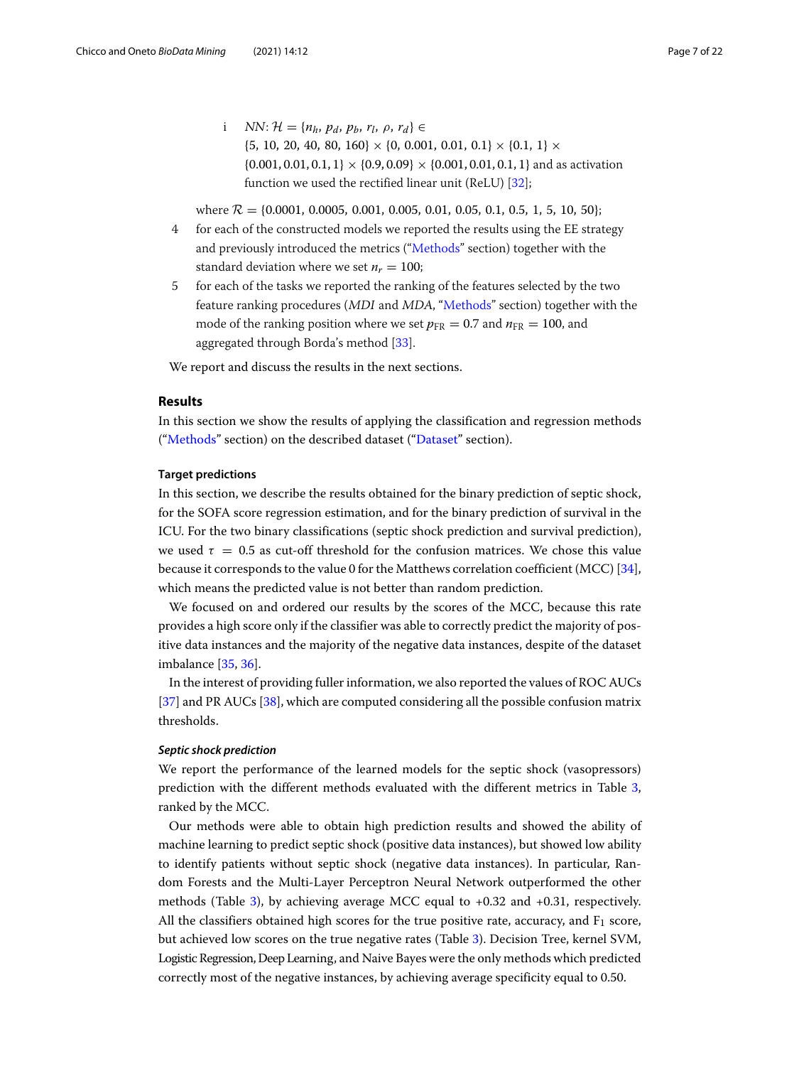i $NN$: $\mathcal{H} = \{n_h, p_d, p_b, r_l, \rho, r_d\} \in$ $\{5, 10, 20, 40, 80, 160\} \times \{0, 0.001, 0.01, 0.1\} \times \{0.1, 1\} \times$ $\{0.001, 0.01, 0.1, 1\} \times \{0.9, 0.09\} \times \{0.001, 0.01, 0.1, 1\}$ and as activation function we used the rectified linear unit (ReLU) [32];

where $\mathcal{R} = \{0.0001, 0.0005, 0.001, 0.005, 0.01, 0.05, 0.1, 0.5, 1, 5, 10, 50\}$;

4 for each of the constructed models we reported the results using the EE strategy and previously introduced the metrics ("Methods" section) together with the standard deviation where we set $n_r = 100$;

5 for each of the tasks we reported the ranking of the features selected by the two feature ranking procedures (*MDI* and *MDA*, "Methods" section) together with the mode of the ranking position where we set $p_{\text{FR}} = 0.7$ and $n_{\text{FR}} = 100$, and aggregated through Borda's method [33].

We report and discuss the results in the next sections.

## Results

In this section we show the results of applying the classification and regression methods ("Methods" section) on the described dataset ("Dataset" section).

### Target predictions

In this section, we describe the results obtained for the binary prediction of septic shock, for the SOFA score regression estimation, and for the binary prediction of survival in the ICU. For the two binary classifications (septic shock prediction and survival prediction), we used $\tau = 0.5$ as cut-off threshold for the confusion matrices. We chose this value because it corresponds to the value 0 for the Matthews correlation coefficient (MCC) [34], which means the predicted value is not better than random prediction.

We focused on and ordered our results by the scores of the MCC, because this rate provides a high score only if the classifier was able to correctly predict the majority of positive data instances and the majority of the negative data instances, despite of the dataset imbalance [35, 36].

In the interest of providing fuller information, we also reported the values of ROC AUCs [37] and PR AUCs [38], which are computed considering all the possible confusion matrix thresholds.

#### *Septic shock prediction*

We report the performance of the learned models for the septic shock (vasopressors) prediction with the different methods evaluated with the different metrics in Table 3, ranked by the MCC.

Our methods were able to obtain high prediction results and showed the ability of machine learning to predict septic shock (positive data instances), but showed low ability to identify patients without septic shock (negative data instances). In particular, Random Forests and the Multi-Layer Perceptron Neural Network outperformed the other methods (Table 3), by achieving average MCC equal to +0.32 and +0.31, respectively. All the classifiers obtained high scores for the true positive rate, accuracy, and $F_1$ score, but achieved low scores on the true negative rates (Table 3). Decision Tree, kernel SVM, Logistic Regression, Deep Learning, and Naive Bayes were the only methods which predicted correctly most of the negative instances, by achieving average specificity equal to 0.50.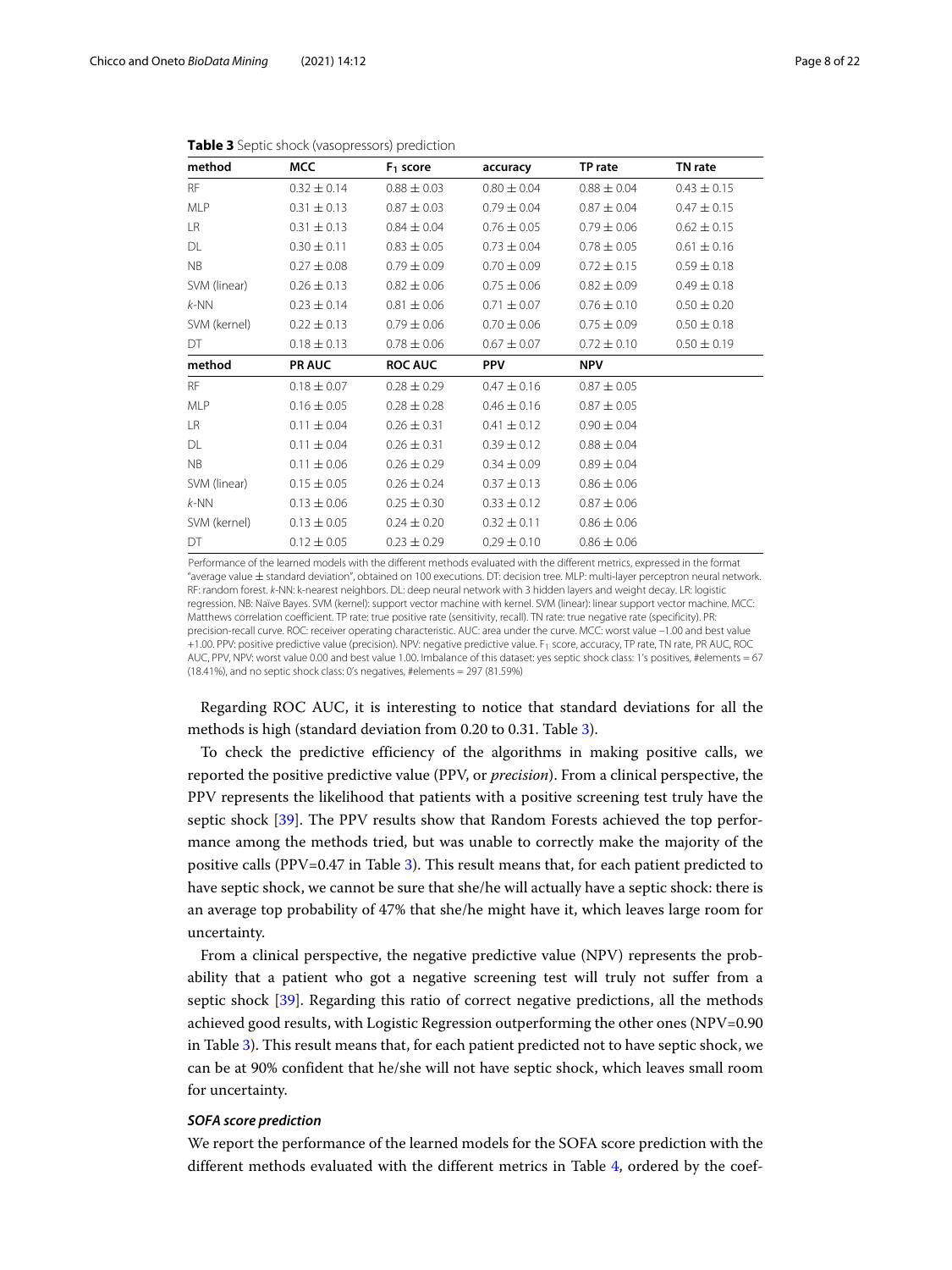**Table 3** Septic shock (vasopressors) prediction

| method | MCC | $F_1$ score | accuracy | TP rate | TN rate |
|---|---|---|---|---|---|
| RF | 0.32 ± 0.14 | 0.88 ± 0.03 | 0.80 ± 0.04 | 0.88 ± 0.04 | 0.43 ± 0.15 |
| MLP | 0.31 ± 0.13 | 0.87 ± 0.03 | 0.79 ± 0.04 | 0.87 ± 0.04 | 0.47 ± 0.15 |
| LR | 0.31 ± 0.13 | 0.84 ± 0.04 | 0.76 ± 0.05 | 0.79 ± 0.06 | 0.62 ± 0.15 |
| DL | 0.30 ± 0.11 | 0.83 ± 0.05 | 0.73 ± 0.04 | 0.78 ± 0.05 | 0.61 ± 0.16 |
| NB | 0.27 ± 0.08 | 0.79 ± 0.09 | 0.70 ± 0.09 | 0.72 ± 0.15 | 0.59 ± 0.18 |
| SVM (linear) | 0.26 ± 0.13 | 0.82 ± 0.06 | 0.75 ± 0.06 | 0.82 ± 0.09 | 0.49 ± 0.18 |
| *k*-NN | 0.23 ± 0.14 | 0.81 ± 0.06 | 0.71 ± 0.07 | 0.76 ± 0.10 | 0.50 ± 0.20 |
| SVM (kernel) | 0.22 ± 0.13 | 0.79 ± 0.06 | 0.70 ± 0.06 | 0.75 ± 0.09 | 0.50 ± 0.18 |
| DT | 0.18 ± 0.13 | 0.78 ± 0.06 | 0.67 ± 0.07 | 0.72 ± 0.10 | 0.50 ± 0.19 |
| **method** | **PR AUC** | **ROC AUC** | **PPV** | **NPV** | |
| RF | 0.18 ± 0.07 | 0.28 ± 0.29 | 0.47 ± 0.16 | 0.87 ± 0.05 | |
| MLP | 0.16 ± 0.05 | 0.28 ± 0.28 | 0.46 ± 0.16 | 0.87 ± 0.05 | |
| LR | 0.11 ± 0.04 | 0.26 ± 0.31 | 0.41 ± 0.12 | 0.90 ± 0.04 | |
| DL | 0.11 ± 0.04 | 0.26 ± 0.31 | 0.39 ± 0.12 | 0.88 ± 0.04 | |
| NB | 0.11 ± 0.06 | 0.26 ± 0.29 | 0.34 ± 0.09 | 0.89 ± 0.04 | |
| SVM (linear) | 0.15 ± 0.05 | 0.26 ± 0.24 | 0.37 ± 0.13 | 0.86 ± 0.06 | |
| *k*-NN | 0.13 ± 0.06 | 0.25 ± 0.30 | 0.33 ± 0.12 | 0.87 ± 0.06 | |
| SVM (kernel) | 0.13 ± 0.05 | 0.24 ± 0.20 | 0.32 ± 0.11 | 0.86 ± 0.06 | |
| DT | 0.12 ± 0.05 | 0.23 ± 0.29 | 0.29 ± 0.10 | 0.86 ± 0.06 | |

Performance of the learned models with the different methods evaluated with the different metrics, expressed in the format "average value ± standard deviation", obtained on 100 executions. DT: decision tree. MLP: multi-layer perceptron neural network. RF: random forest. *k*-NN: k-nearest neighbors. DL: deep neural network with 3 hidden layers and weight decay. LR: logistic regression. NB: Naïve Bayes. SVM (kernel): support vector machine with kernel. SVM (linear): linear support vector machine. MCC: Matthews correlation coefficient. TP rate: true positive rate (sensitivity, recall). TN rate: true negative rate (specificity). PR: precision-recall curve. ROC: receiver operating characteristic. AUC: area under the curve. MCC: worst value −1.00 and best value +1.00. PPV: positive predictive value (precision). NPV: negative predictive value. $F_1$ score, accuracy, TP rate, TN rate, PR AUC, ROC AUC, PPV, NPV: worst value 0.00 and best value 1.00. Imbalance of this dataset: yes septic shock class: 1's positives, #elements = 67 (18.41%), and no septic shock class: 0's negatives, #elements = 297 (81.59%)

Regarding ROC AUC, it is interesting to notice that standard deviations for all the methods is high (standard deviation from 0.20 to 0.31. Table 3).

To check the predictive efficiency of the algorithms in making positive calls, we reported the positive predictive value (PPV, or *precision*). From a clinical perspective, the PPV represents the likelihood that patients with a positive screening test truly have the septic shock [39]. The PPV results show that Random Forests achieved the top performance among the methods tried, but was unable to correctly make the majority of the positive calls (PPV=0.47 in Table 3). This result means that, for each patient predicted to have septic shock, we cannot be sure that she/he will actually have a septic shock: there is an average top probability of 47% that she/he might have it, which leaves large room for uncertainty.

From a clinical perspective, the negative predictive value (NPV) represents the probability that a patient who got a negative screening test will truly not suffer from a septic shock [39]. Regarding this ratio of correct negative predictions, all the methods achieved good results, with Logistic Regression outperforming the other ones (NPV=0.90 in Table 3). This result means that, for each patient predicted not to have septic shock, we can be at 90% confident that he/she will not have septic shock, which leaves small room for uncertainty.

#### *SOFA score prediction*

We report the performance of the learned models for the SOFA score prediction with the different methods evaluated with the different metrics in Table 4, ordered by the coef-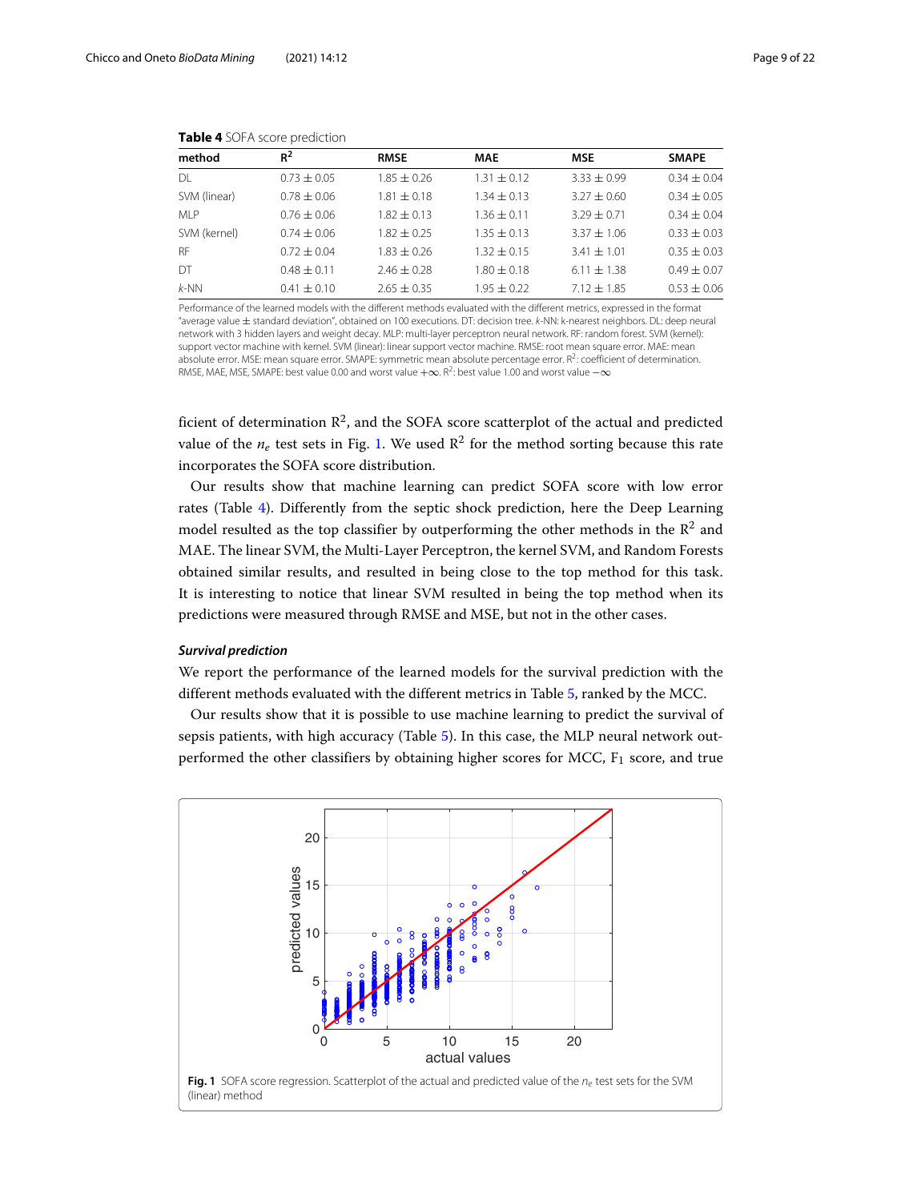**Table 4** SOFA score prediction

| method | $R^2$ | RMSE | MAE | MSE | SMAPE |
|---|---|---|---|---|---|
| DL | $0.73 \pm 0.05$ | $1.85 \pm 0.26$ | $1.31 \pm 0.12$ | $3.33 \pm 0.99$ | $0.34 \pm 0.04$ |
| SVM (linear) | $0.78 \pm 0.06$ | $1.81 \pm 0.18$ | $1.34 \pm 0.13$ | $3.27 \pm 0.60$ | $0.34 \pm 0.05$ |
| MLP | $0.76 \pm 0.06$ | $1.82 \pm 0.13$ | $1.36 \pm 0.11$ | $3.29 \pm 0.71$ | $0.34 \pm 0.04$ |
| SVM (kernel) | $0.74 \pm 0.06$ | $1.82 \pm 0.25$ | $1.35 \pm 0.13$ | $3.37 \pm 1.06$ | $0.33 \pm 0.03$ |
| RF | $0.72 \pm 0.04$ | $1.83 \pm 0.26$ | $1.32 \pm 0.15$ | $3.41 \pm 1.01$ | $0.35 \pm 0.03$ |
| DT | $0.48 \pm 0.11$ | $2.46 \pm 0.28$ | $1.80 \pm 0.18$ | $6.11 \pm 1.38$ | $0.49 \pm 0.07$ |
| *k*-NN | $0.41 \pm 0.10$ | $2.65 \pm 0.35$ | $1.95 \pm 0.22$ | $7.12 \pm 1.85$ | $0.53 \pm 0.06$ |

Performance of the learned models with the different methods evaluated with the different metrics, expressed in the format "average value ± standard deviation", obtained on 100 executions. DT: decision tree. *k*-NN: k-nearest neighbors. DL: deep neural network with 3 hidden layers and weight decay. MLP: multi-layer perceptron neural network. RF: random forest. SVM (kernel): support vector machine with kernel. SVM (linear): linear support vector machine. RMSE: root mean square error. MAE: mean absolute error. MSE: mean square error. SMAPE: symmetric mean absolute percentage error. $R^2$: coefficient of determination. RMSE, MAE, MSE, SMAPE: best value 0.00 and worst value $+\infty$. $R^2$: best value 1.00 and worst value $-\infty$

ficient of determination $R^2$, and the SOFA score scatterplot of the actual and predicted value of the $n_e$ test sets in Fig. 1. We used $R^2$ for the method sorting because this rate incorporates the SOFA score distribution.

Our results show that machine learning can predict SOFA score with low error rates (Table 4). Differently from the septic shock prediction, here the Deep Learning model resulted as the top classifier by outperforming the other methods in the $R^2$ and MAE. The linear SVM, the Multi-Layer Perceptron, the kernel SVM, and Random Forests obtained similar results, and resulted in being close to the top method for this task. It is interesting to notice that linear SVM resulted in being the top method when its predictions were measured through RMSE and MSE, but not in the other cases.

### *Survival prediction*

We report the performance of the learned models for the survival prediction with the different methods evaluated with the different metrics in Table 5, ranked by the MCC.

Our results show that it is possible to use machine learning to predict the survival of sepsis patients, with high accuracy (Table 5). In this case, the MLP neural network outperformed the other classifiers by obtaining higher scores for MCC, $F_1$ score, and true

**Fig. 1** SOFA score regression. Scatterplot of the actual and predicted value of the $n_e$ test sets for the SVM (linear) method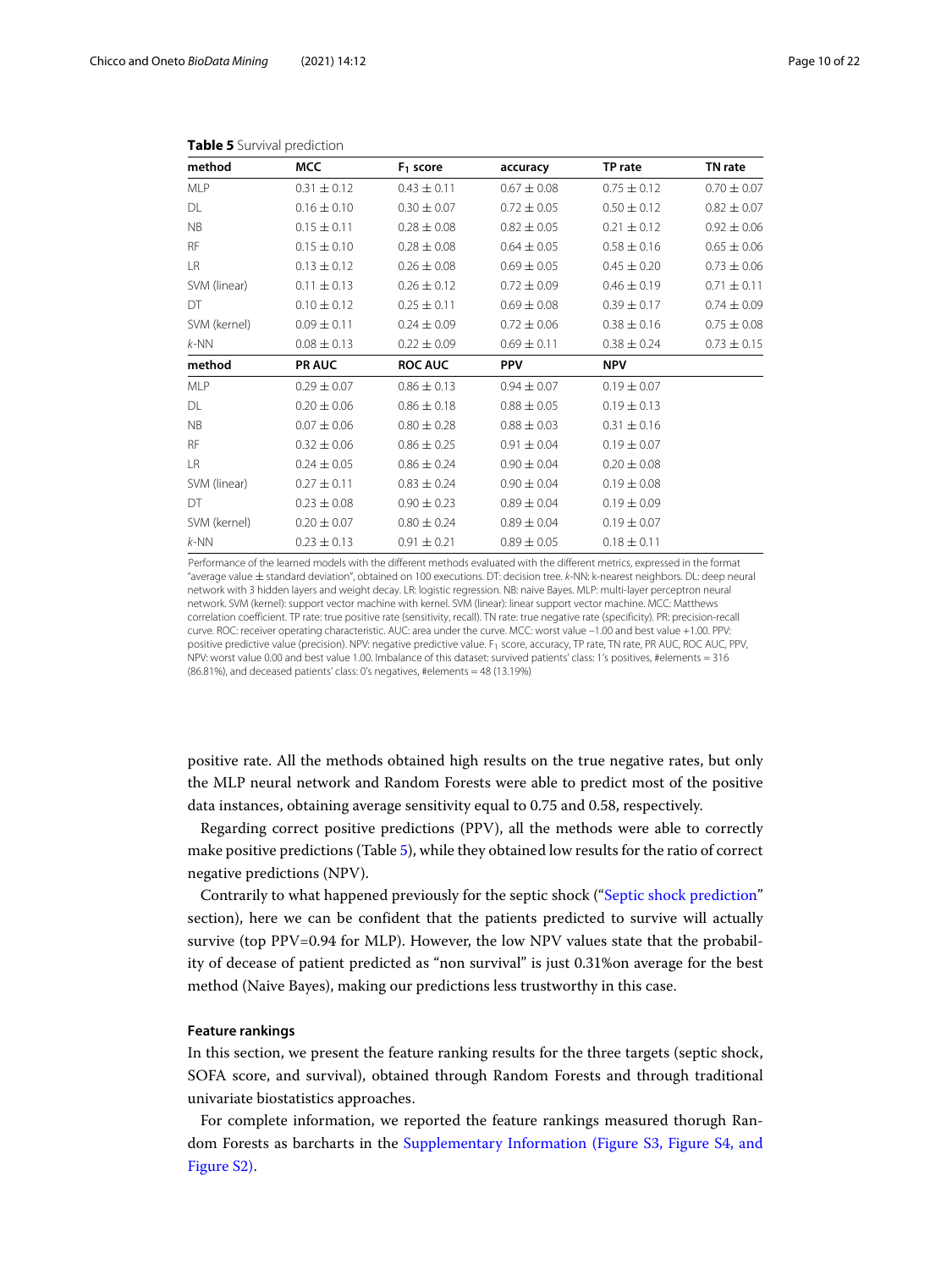**Table 5** Survival prediction

| method | MCC | $F_1$ score | accuracy | TP rate | TN rate |
|---|---|---|---|---|---|
| MLP | 0.31 ± 0.12 | 0.43 ± 0.11 | 0.67 ± 0.08 | 0.75 ± 0.12 | 0.70 ± 0.07 |
| DL | 0.16 ± 0.10 | 0.30 ± 0.07 | 0.72 ± 0.05 | 0.50 ± 0.12 | 0.82 ± 0.07 |
| NB | 0.15 ± 0.11 | 0.28 ± 0.08 | 0.82 ± 0.05 | 0.21 ± 0.12 | 0.92 ± 0.06 |
| RF | 0.15 ± 0.10 | 0.28 ± 0.08 | 0.64 ± 0.05 | 0.58 ± 0.16 | 0.65 ± 0.06 |
| LR | 0.13 ± 0.12 | 0.26 ± 0.08 | 0.69 ± 0.05 | 0.45 ± 0.20 | 0.73 ± 0.06 |
| SVM (linear) | 0.11 ± 0.13 | 0.26 ± 0.12 | 0.72 ± 0.09 | 0.46 ± 0.19 | 0.71 ± 0.11 |
| DT | 0.10 ± 0.12 | 0.25 ± 0.11 | 0.69 ± 0.08 | 0.39 ± 0.17 | 0.74 ± 0.09 |
| SVM (kernel) | 0.09 ± 0.11 | 0.24 ± 0.09 | 0.72 ± 0.06 | 0.38 ± 0.16 | 0.75 ± 0.08 |
| *k*-NN | 0.08 ± 0.13 | 0.22 ± 0.09 | 0.69 ± 0.11 | 0.38 ± 0.24 | 0.73 ± 0.15 |
| **method** | **PR AUC** | **ROC AUC** | **PPV** | **NPV** | |
| MLP | 0.29 ± 0.07 | 0.86 ± 0.13 | 0.94 ± 0.07 | 0.19 ± 0.07 | |
| DL | 0.20 ± 0.06 | 0.86 ± 0.18 | 0.88 ± 0.05 | 0.19 ± 0.13 | |
| NB | 0.07 ± 0.06 | 0.80 ± 0.28 | 0.88 ± 0.03 | 0.31 ± 0.16 | |
| RF | 0.32 ± 0.06 | 0.86 ± 0.25 | 0.91 ± 0.04 | 0.19 ± 0.07 | |
| LR | 0.24 ± 0.05 | 0.86 ± 0.24 | 0.90 ± 0.04 | 0.20 ± 0.08 | |
| SVM (linear) | 0.27 ± 0.11 | 0.83 ± 0.24 | 0.90 ± 0.04 | 0.19 ± 0.08 | |
| DT | 0.23 ± 0.08 | 0.90 ± 0.23 | 0.89 ± 0.04 | 0.19 ± 0.09 | |
| SVM (kernel) | 0.20 ± 0.07 | 0.80 ± 0.24 | 0.89 ± 0.04 | 0.19 ± 0.07 | |
| *k*-NN | 0.23 ± 0.13 | 0.91 ± 0.21 | 0.89 ± 0.05 | 0.18 ± 0.11 | |

Performance of the learned models with the different methods evaluated with the different metrics, expressed in the format "average value ± standard deviation", obtained on 100 executions. DT: decision tree. *k*-NN: k-nearest neighbors. DL: deep neural network with 3 hidden layers and weight decay. LR: logistic regression. NB: naive Bayes. MLP: multi-layer perceptron neural network. SVM (kernel): support vector machine with kernel. SVM (linear): linear support vector machine. MCC: Matthews correlation coefficient. TP rate: true positive rate (sensitivity, recall). TN rate: true negative rate (specificity). PR: precision-recall curve. ROC: receiver operating characteristic. AUC: area under the curve. MCC: worst value −1.00 and best value +1.00. PPV: positive predictive value (precision). NPV: negative predictive value. $F_1$ score, accuracy, TP rate, TN rate, PR AUC, ROC AUC, PPV, NPV: worst value 0.00 and best value 1.00. Imbalance of this dataset: survived patients' class: 1's positives, #elements = 316 (86.81%), and deceased patients' class: 0's negatives, #elements = 48 (13.19%)

positive rate. All the methods obtained high results on the true negative rates, but only the MLP neural network and Random Forests were able to predict most of the positive data instances, obtaining average sensitivity equal to 0.75 and 0.58, respectively.

Regarding correct positive predictions (PPV), all the methods were able to correctly make positive predictions (Table 5), while they obtained low results for the ratio of correct negative predictions (NPV).

Contrarily to what happened previously for the septic shock ("Septic shock prediction" section), here we can be confident that the patients predicted to survive will actually survive (top PPV=0.94 for MLP). However, the low NPV values state that the probability of decease of patient predicted as "non survival" is just 0.31%on average for the best method (Naive Bayes), making our predictions less trustworthy in this case.

### Feature rankings

In this section, we present the feature ranking results for the three targets (septic shock, SOFA score, and survival), obtained through Random Forests and through traditional univariate biostatistics approaches.

For complete information, we reported the feature rankings measured thorugh Random Forests as barcharts in the Supplementary Information (Figure S3, Figure S4, and Figure S2).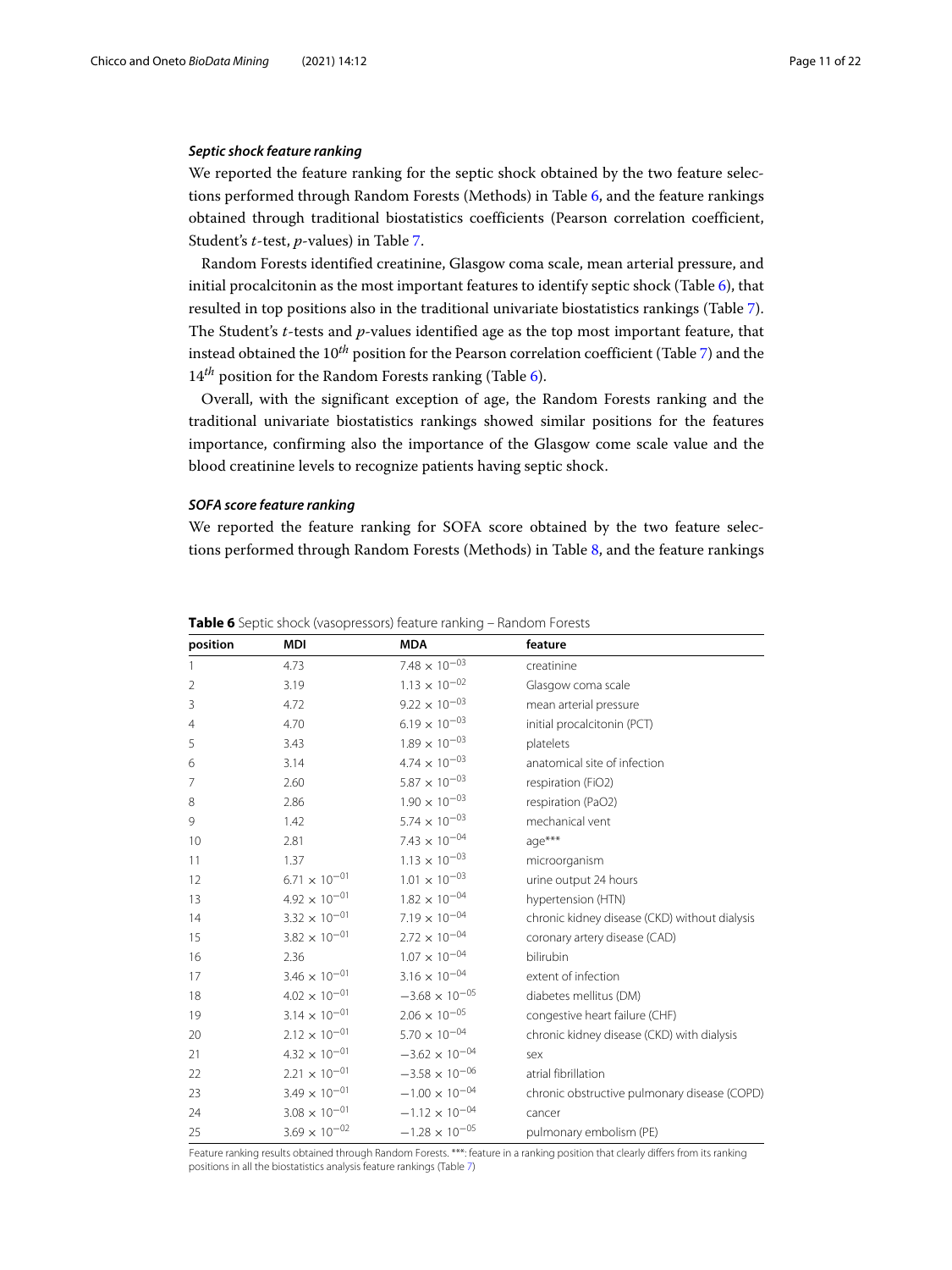### *Septic shock feature ranking*

We reported the feature ranking for the septic shock obtained by the two feature selections performed through Random Forests (Methods) in Table 6, and the feature rankings obtained through traditional biostatistics coefficients (Pearson correlation coefficient, Student's *t*-test, *p*-values) in Table 7.

Random Forests identified creatinine, Glasgow coma scale, mean arterial pressure, and initial procalcitonin as the most important features to identify septic shock (Table 6), that resulted in top positions also in the traditional univariate biostatistics rankings (Table 7). The Student's *t*-tests and *p*-values identified age as the top most important feature, that instead obtained the $10^{th}$ position for the Pearson correlation coefficient (Table 7) and the $14^{th}$ position for the Random Forests ranking (Table 6).

Overall, with the significant exception of age, the Random Forests ranking and the traditional univariate biostatistics rankings showed similar positions for the features importance, confirming also the importance of the Glasgow come scale value and the blood creatinine levels to recognize patients having septic shock.

### *SOFA score feature ranking*

We reported the feature ranking for SOFA score obtained by the two feature selections performed through Random Forests (Methods) in Table 8, and the feature rankings

**Table 6** Septic shock (vasopressors) feature ranking – Random Forests

| position | MDI | MDA | feature |
|---|---|---|---|
| 1 | 4.73 | $7.48 \times 10^{-03}$ | creatinine |
| 2 | 3.19 | $1.13 \times 10^{-02}$ | Glasgow coma scale |
| 3 | 4.72 | $9.22 \times 10^{-03}$ | mean arterial pressure |
| 4 | 4.70 | $6.19 \times 10^{-03}$ | initial procalcitonin (PCT) |
| 5 | 3.43 | $1.89 \times 10^{-03}$ | platelets |
| 6 | 3.14 | $4.74 \times 10^{-03}$ | anatomical site of infection |
| 7 | 2.60 | $5.87 \times 10^{-03}$ | respiration (FiO2) |
| 8 | 2.86 | $1.90 \times 10^{-03}$ | respiration (PaO2) |
| 9 | 1.42 | $5.74 \times 10^{-03}$ | mechanical vent |
| 10 | 2.81 | $7.43 \times 10^{-04}$ | age*** |
| 11 | 1.37 | $1.13 \times 10^{-03}$ | microorganism |
| 12 | $6.71 \times 10^{-01}$ | $1.01 \times 10^{-03}$ | urine output 24 hours |
| 13 | $4.92 \times 10^{-01}$ | $1.82 \times 10^{-04}$ | hypertension (HTN) |
| 14 | $3.32 \times 10^{-01}$ | $7.19 \times 10^{-04}$ | chronic kidney disease (CKD) without dialysis |
| 15 | $3.82 \times 10^{-01}$ | $2.72 \times 10^{-04}$ | coronary artery disease (CAD) |
| 16 | 2.36 | $1.07 \times 10^{-04}$ | bilirubin |
| 17 | $3.46 \times 10^{-01}$ | $3.16 \times 10^{-04}$ | extent of infection |
| 18 | $4.02 \times 10^{-01}$ | $-3.68 \times 10^{-05}$ | diabetes mellitus (DM) |
| 19 | $3.14 \times 10^{-01}$ | $2.06 \times 10^{-05}$ | congestive heart failure (CHF) |
| 20 | $2.12 \times 10^{-01}$ | $5.70 \times 10^{-04}$ | chronic kidney disease (CKD) with dialysis |
| 21 | $4.32 \times 10^{-01}$ | $-3.62 \times 10^{-04}$ | sex |
| 22 | $2.21 \times 10^{-01}$ | $-3.58 \times 10^{-06}$ | atrial fibrillation |
| 23 | $3.49 \times 10^{-01}$ | $-1.00 \times 10^{-04}$ | chronic obstructive pulmonary disease (COPD) |
| 24 | $3.08 \times 10^{-01}$ | $-1.12 \times 10^{-04}$ | cancer |
| 25 | $3.69 \times 10^{-02}$ | $-1.28 \times 10^{-05}$ | pulmonary embolism (PE) |

Feature ranking results obtained through Random Forests. ***: feature in a ranking position that clearly differs from its ranking positions in all the biostatistics analysis feature rankings (Table 7)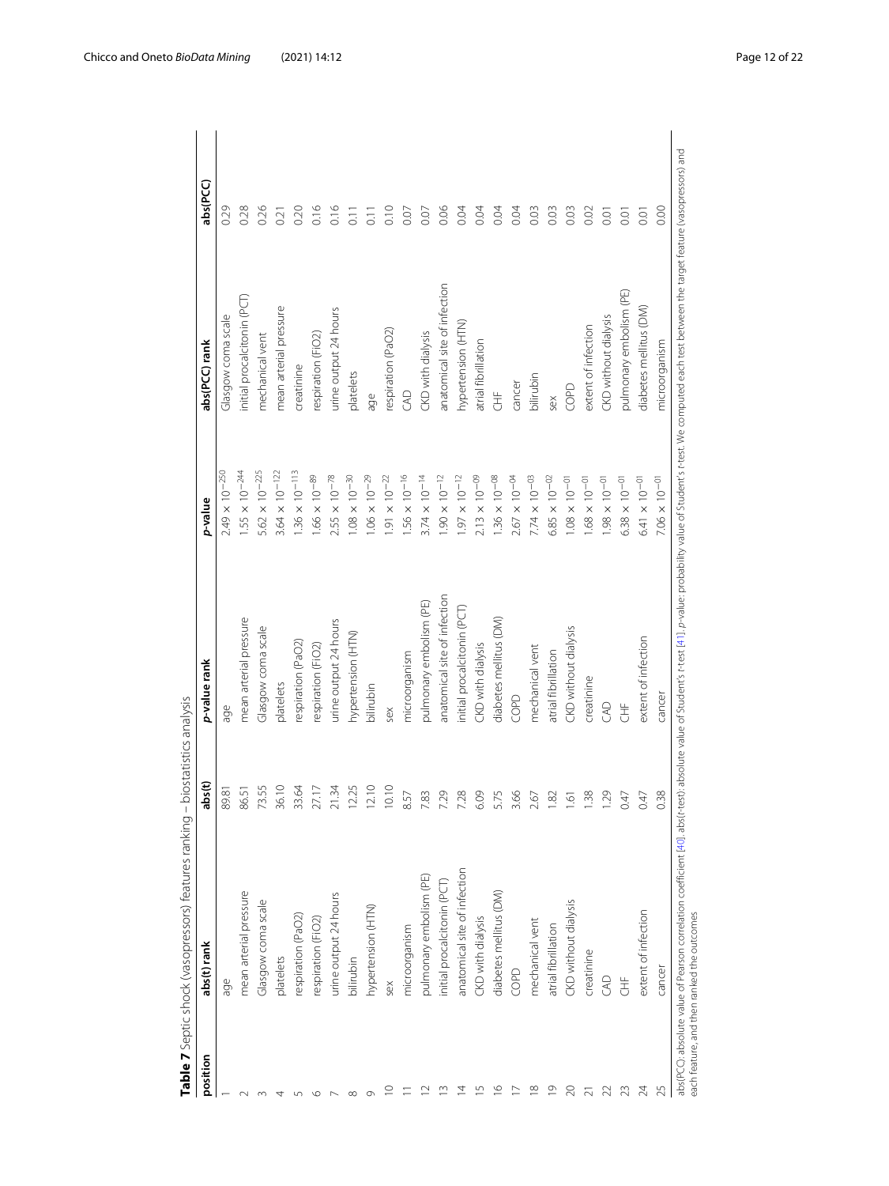**Table 7** Septic shock (vasopressors) features ranking – biostatistics analysis

| position | abs(t) rank | abs(t) | p-value rank | p-value | abs(PCC) rank | abs(PCC) |
|---|---|---|---|---|---|---|
| 1 | age | 89.81 | age | $2.49 \times 10^{-250}$ | Glasgow coma scale | 0.29 |
| 2 | mean arterial pressure | 86.51 | mean arterial pressure | $1.55 \times 10^{-244}$ | initial procalcitonin (PCT) | 0.28 |
| 3 | Glasgow coma scale | 73.55 | Glasgow coma scale | $5.62 \times 10^{-225}$ | mechanical vent | 0.26 |
| 4 | platelets | 36.10 | platelets | $3.64 \times 10^{-122}$ | mean arterial pressure | 0.21 |
| 5 | respiration (PaO2) | 33.64 | respiration (PaO2) | $1.36 \times 10^{-113}$ | creatinine | 0.20 |
| 6 | respiration (FiO2) | 27.17 | respiration (FiO2) | $1.66 \times 10^{-89}$ | respiration (FiO2) | 0.16 |
| 7 | urine output 24 hours | 21.34 | urine output 24 hours | $2.55 \times 10^{-78}$ | urine output 24 hours | 0.16 |
| 8 | bilirubin | 12.25 | hypertension (HTN) | $1.08 \times 10^{-30}$ | platelets | 0.11 |
| 9 | hypertension (HTN) | 12.10 | bilirubin | $1.06 \times 10^{-29}$ | age | 0.11 |
| 10 | sex | 10.10 | sex | $1.91 \times 10^{-22}$ | respiration (PaO2) | 0.10 |
| 11 | microorganism | 8.57 | microorganism | $1.56 \times 10^{-16}$ | CAD | 0.07 |
| 12 | pulmonary embolism (PE) | 7.83 | pulmonary embolism (PE) | $3.74 \times 10^{-14}$ | CKD with dialysis | 0.07 |
| 13 | initial procalcitonin (PCT) | 7.29 | anatomical site of infection | $1.90 \times 10^{-12}$ | anatomical site of infection | 0.06 |
| 14 | anatomical site of infection | 7.28 | initial procalcitonin (PCT) | $1.97 \times 10^{-12}$ | hypertension (HTN) | 0.04 |
| 15 | CKD with dialysis | 6.09 | CKD with dialysis | $2.13 \times 10^{-09}$ | atrial fibrillation | 0.04 |
| 16 | diabetes mellitus (DM) | 5.75 | diabetes mellitus (DM) | $1.36 \times 10^{-08}$ | CHF | 0.04 |
| 17 | COPD | 3.66 | COPD | $2.67 \times 10^{-04}$ | cancer | 0.04 |
| 18 | mechanical vent | 2.67 | mechanical vent | $7.74 \times 10^{-03}$ | bilirubin | 0.03 |
| 19 | atrial fibrillation | 1.82 | atrial fibrillation | $6.85 \times 10^{-02}$ | sex | 0.03 |
| 20 | CKD without dialysis | 1.61 | CKD without dialysis | $1.08 \times 10^{-01}$ | COPD | 0.03 |
| 21 | creatinine | 1.38 | creatinine | $1.68 \times 10^{-01}$ | extent of infection | 0.02 |
| 22 | CAD | 1.29 | CAD | $1.98 \times 10^{-01}$ | CKD without dialysis | 0.01 |
| 23 | CHF | 0.47 | CHF | $6.38 \times 10^{-01}$ | pulmonary embolism (PE) | 0.01 |
| 24 | extent of infection | 0.47 | extent of infection | $6.41 \times 10^{-01}$ | diabetes mellitus (DM) | 0.01 |
| 25 | cancer | 0.38 | cancer | $7.06 \times 10^{-01}$ | microorganism | 0.00 |

abs(PCC): absolute value of Pearson correlation coefficient [40]. abs(*t*-test): absolute value of Student's *t*-test [41]. *p*-value: probability value of Student's *t*-test. We computed each test between the target feature (vasopressors) and each feature, and then ranked the outcomes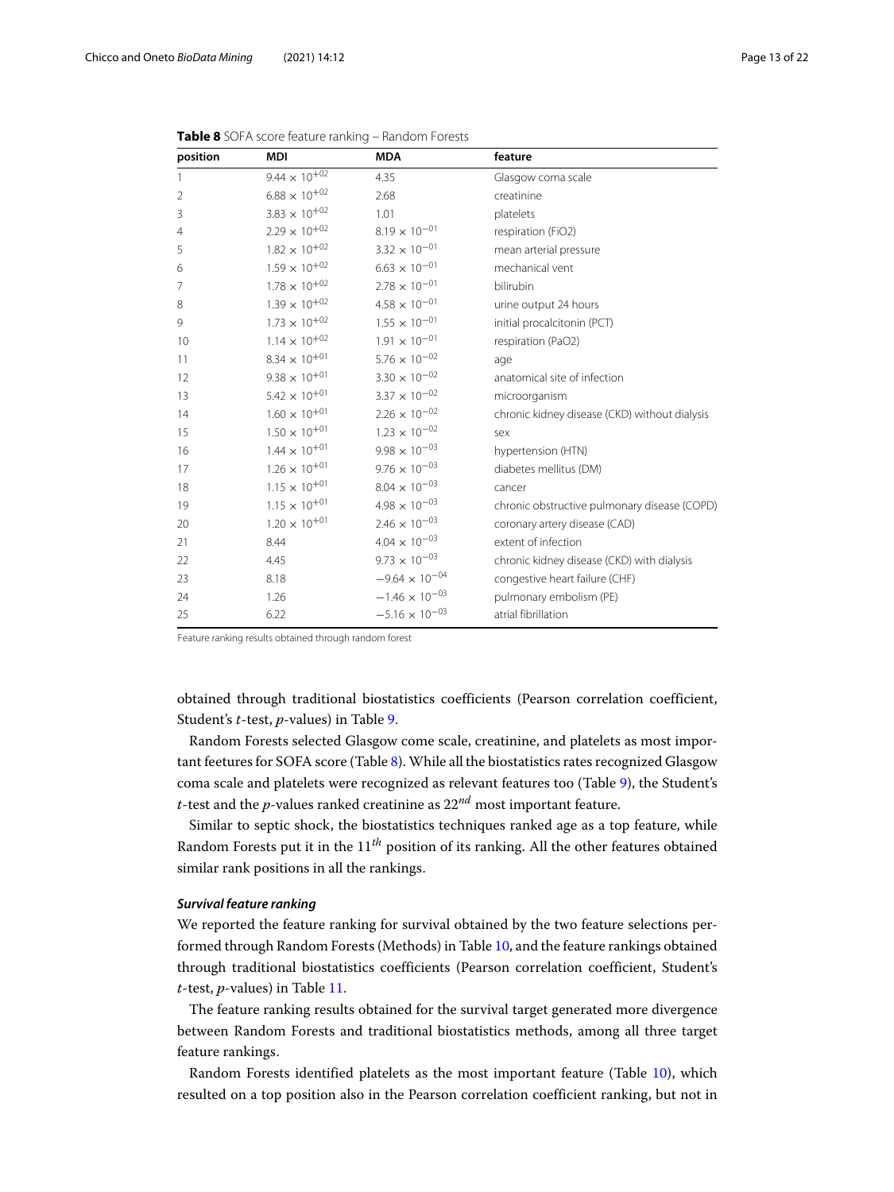**Table 8** SOFA score feature ranking – Random Forests

| position | MDI | MDA | feature |
|---|---|---|---|
| 1 | $9.44 \times 10^{+02}$ | 4.35 | Glasgow coma scale |
| 2 | $6.88 \times 10^{+02}$ | 2.68 | creatinine |
| 3 | $3.83 \times 10^{+02}$ | 1.01 | platelets |
| 4 | $2.29 \times 10^{+02}$ | $8.19 \times 10^{-01}$ | respiration (FiO2) |
| 5 | $1.82 \times 10^{+02}$ | $3.32 \times 10^{-01}$ | mean arterial pressure |
| 6 | $1.59 \times 10^{+02}$ | $6.63 \times 10^{-01}$ | mechanical vent |
| 7 | $1.78 \times 10^{+02}$ | $2.78 \times 10^{-01}$ | bilirubin |
| 8 | $1.39 \times 10^{+02}$ | $4.58 \times 10^{-01}$ | urine output 24 hours |
| 9 | $1.73 \times 10^{+02}$ | $1.55 \times 10^{-01}$ | initial procalcitonin (PCT) |
| 10 | $1.14 \times 10^{+02}$ | $1.91 \times 10^{-01}$ | respiration (PaO2) |
| 11 | $8.34 \times 10^{+01}$ | $5.76 \times 10^{-02}$ | age |
| 12 | $9.38 \times 10^{+01}$ | $3.30 \times 10^{-02}$ | anatomical site of infection |
| 13 | $5.42 \times 10^{+01}$ | $3.37 \times 10^{-02}$ | microorganism |
| 14 | $1.60 \times 10^{+01}$ | $2.26 \times 10^{-02}$ | chronic kidney disease (CKD) without dialysis |
| 15 | $1.50 \times 10^{+01}$ | $1.23 \times 10^{-02}$ | sex |
| 16 | $1.44 \times 10^{+01}$ | $9.98 \times 10^{-03}$ | hypertension (HTN) |
| 17 | $1.26 \times 10^{+01}$ | $9.76 \times 10^{-03}$ | diabetes mellitus (DM) |
| 18 | $1.15 \times 10^{+01}$ | $8.04 \times 10^{-03}$ | cancer |
| 19 | $1.15 \times 10^{+01}$ | $4.98 \times 10^{-03}$ | chronic obstructive pulmonary disease (COPD) |
| 20 | $1.20 \times 10^{+01}$ | $2.46 \times 10^{-03}$ | coronary artery disease (CAD) |
| 21 | 8.44 | $4.04 \times 10^{-03}$ | extent of infection |
| 22 | 4.45 | $9.73 \times 10^{-03}$ | chronic kidney disease (CKD) with dialysis |
| 23 | 8.18 | $-9.64 \times 10^{-04}$ | congestive heart failure (CHF) |
| 24 | 1.26 | $-1.46 \times 10^{-03}$ | pulmonary embolism (PE) |
| 25 | 6.22 | $-5.16 \times 10^{-03}$ | atrial fibrillation |

Feature ranking results obtained through random forest

obtained through traditional biostatistics coefficients (Pearson correlation coefficient, Student's $t$-test, $p$-values) in Table 9.

Random Forests selected Glasgow come scale, creatinine, and platelets as most important feetures for SOFA score (Table 8). While all the biostatistics rates recognized Glasgow coma scale and platelets were recognized as relevant features too (Table 9), the Student's $t$-test and the $p$-values ranked creatinine as $22^{nd}$ most important feature.

Similar to septic shock, the biostatistics techniques ranked age as a top feature, while Random Forests put it in the $11^{th}$ position of its ranking. All the other features obtained similar rank positions in all the rankings.

#### *Survival feature ranking*

We reported the feature ranking for survival obtained by the two feature selections performed through Random Forests (Methods) in Table 10, and the feature rankings obtained through traditional biostatistics coefficients (Pearson correlation coefficient, Student's $t$-test, $p$-values) in Table 11.

The feature ranking results obtained for the survival target generated more divergence between Random Forests and traditional biostatistics methods, among all three target feature rankings.

Random Forests identified platelets as the most important feature (Table 10), which resulted on a top position also in the Pearson correlation coefficient ranking, but not in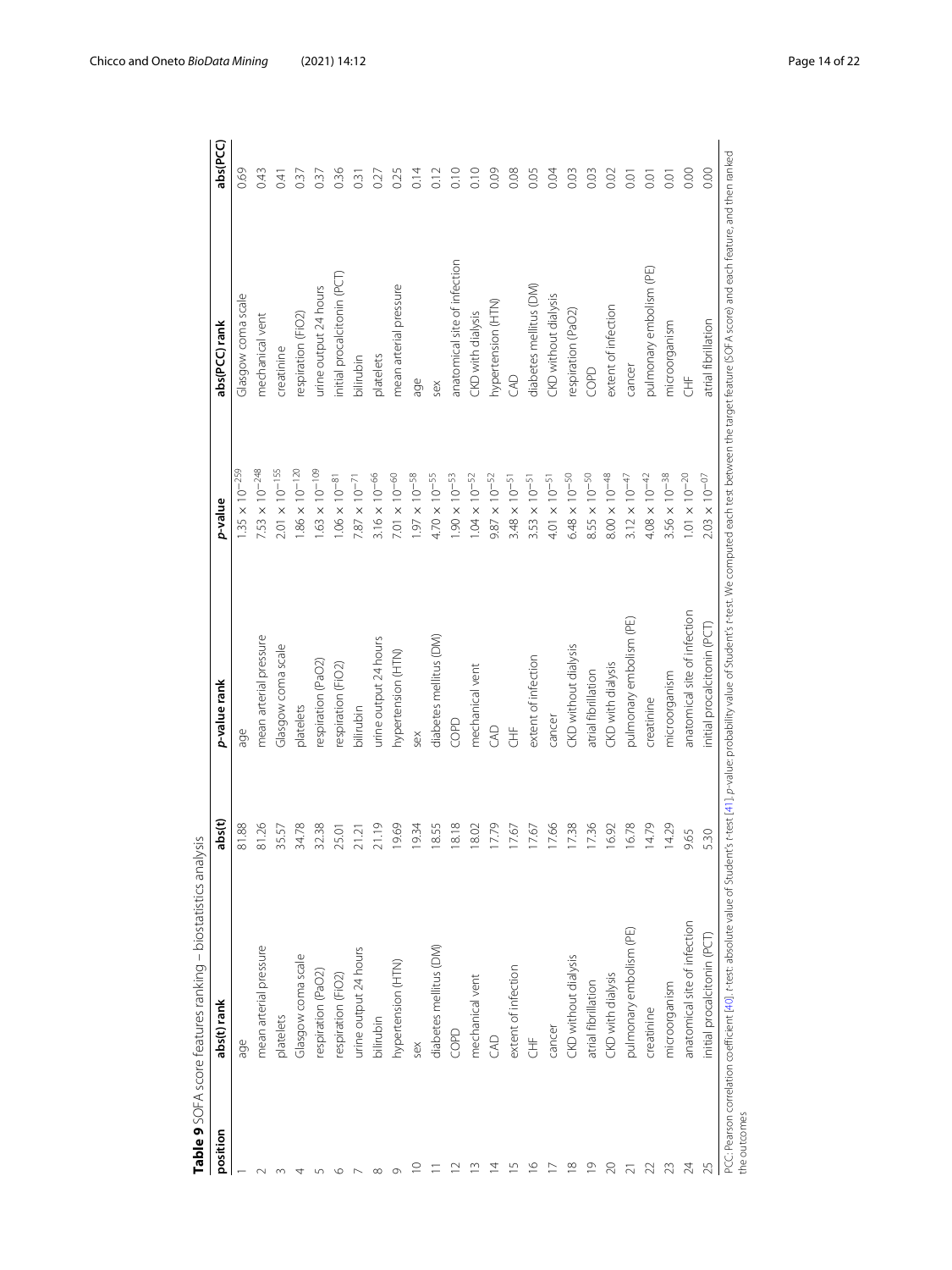**Table 9** SOFA score features ranking – biostatistics analysis

| position | abs(t) rank | abs(t) | *p*-value rank | *p*-value | abs(PCC) rank | abs(PCC) |
|---|---|---|---|---|---|---|
| 1 | age | 81.88 | age | $1.35 \times 10^{-259}$ | Glasgow coma scale | 0.69 |
| 2 | mean arterial pressure | 81.26 | mean arterial pressure | $7.53 \times 10^{-248}$ | mechanical vent | 0.43 |
| 3 | platelets | 35.57 | Glasgow coma scale | $2.01 \times 10^{-155}$ | creatinine | 0.41 |
| 4 | Glasgow coma scale | 34.78 | platelets | $1.86 \times 10^{-120}$ | respiration (FiO2) | 0.37 |
| 5 | respiration (PaO2) | 32.38 | respiration (PaO2) | $1.63 \times 10^{-109}$ | urine output 24 hours | 0.37 |
| 6 | respiration (FiO2) | 25.01 | respiration (FiO2) | $1.06 \times 10^{-81}$ | initial procalcitonin (PCT) | 0.36 |
| 7 | urine output 24 hours | 21.21 | bilirubin | $7.87 \times 10^{-71}$ | bilirubin | 0.31 |
| 8 | bilirubin | 21.19 | urine output 24 hours | $3.16 \times 10^{-66}$ | platelets | 0.27 |
| 9 | hypertension (HTN) | 19.69 | hypertension (HTN) | $7.01 \times 10^{-60}$ | mean arterial pressure | 0.25 |
| 10 | sex | 19.34 | sex | $1.97 \times 10^{-58}$ | age | 0.14 |
| 11 | diabetes mellitus (DM) | 18.55 | diabetes mellitus (DM) | $4.70 \times 10^{-55}$ | sex | 0.12 |
| 12 | COPD | 18.18 | COPD | $1.90 \times 10^{-53}$ | anatomical site of infection | 0.10 |
| 13 | mechanical vent | 18.02 | mechanical vent | $1.04 \times 10^{-52}$ | CKD with dialysis | 0.10 |
| 14 | CAD | 17.79 | CAD | $9.87 \times 10^{-52}$ | hypertension (HTN) | 0.09 |
| 15 | extent of infection | 17.67 | CHF | $3.48 \times 10^{-51}$ | CAD | 0.08 |
| 16 | CHF | 17.67 | extent of infection | $3.53 \times 10^{-51}$ | diabetes mellitus (DM) | 0.05 |
| 17 | cancer | 17.66 | cancer | $4.01 \times 10^{-51}$ | CKD without dialysis | 0.04 |
| 18 | CKD without dialysis | 17.38 | CKD without dialysis | $6.48 \times 10^{-50}$ | respiration (PaO2) | 0.03 |
| 19 | atrial fibrillation | 17.36 | atrial fibrillation | $8.55 \times 10^{-50}$ | COPD | 0.03 |
| 20 | CKD with dialysis | 16.92 | CKD with dialysis | $8.00 \times 10^{-48}$ | extent of infection | 0.02 |
| 21 | pulmonary embolism (PE) | 16.78 | pulmonary embolism (PE) | $3.12 \times 10^{-47}$ | cancer | 0.01 |
| 22 | creatinine | 14.79 | creatinine | $4.08 \times 10^{-42}$ | pulmonary embolism (PE) | 0.01 |
| 23 | microorganism | 14.29 | microorganism | $3.56 \times 10^{-38}$ | microorganism | 0.01 |
| 24 | anatomical site of infection | 9.65 | anatomical site of infection | $1.01 \times 10^{-20}$ | CHF | 0.00 |
| 25 | initial procalcitonin (PCT) | 5.30 | initial procalcitonin (PCT) | $2.03 \times 10^{-07}$ | atrial fibrillation | 0.00 |

PCC: Pearson correlation coefficient [40]. *t*-test: absolute value of Student's *t*-test [41]. *p*-value: probability value of Student's *t*-test. We computed each test between the target feature (SOFA score) and each feature, and then ranked the outcomes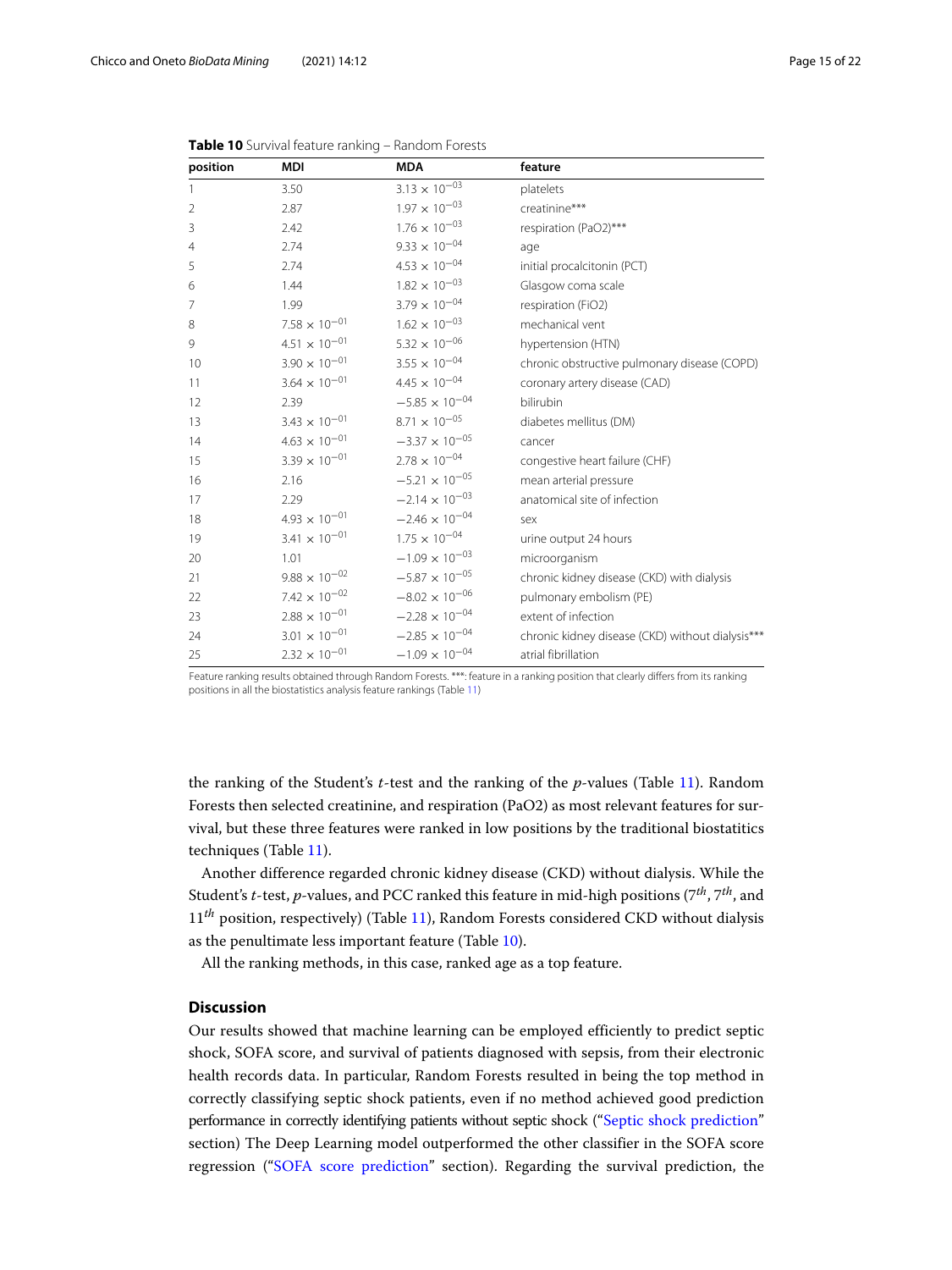**Table 10** Survival feature ranking – Random Forests

| position | MDI | MDA | feature |
|---|---|---|---|
| 1 | 3.50 | $3.13 \times 10^{-03}$ | platelets |
| 2 | 2.87 | $1.97 \times 10^{-03}$ | creatinine*** |
| 3 | 2.42 | $1.76 \times 10^{-03}$ | respiration (PaO2)*** |
| 4 | 2.74 | $9.33 \times 10^{-04}$ | age |
| 5 | 2.74 | $4.53 \times 10^{-04}$ | initial procalcitonin (PCT) |
| 6 | 1.44 | $1.82 \times 10^{-03}$ | Glasgow coma scale |
| 7 | 1.99 | $3.79 \times 10^{-04}$ | respiration (FiO2) |
| 8 | $7.58 \times 10^{-01}$ | $1.62 \times 10^{-03}$ | mechanical vent |
| 9 | $4.51 \times 10^{-01}$ | $5.32 \times 10^{-06}$ | hypertension (HTN) |
| 10 | $3.90 \times 10^{-01}$ | $3.55 \times 10^{-04}$ | chronic obstructive pulmonary disease (COPD) |
| 11 | $3.64 \times 10^{-01}$ | $4.45 \times 10^{-04}$ | coronary artery disease (CAD) |
| 12 | 2.39 | $-5.85 \times 10^{-04}$ | bilirubin |
| 13 | $3.43 \times 10^{-01}$ | $8.71 \times 10^{-05}$ | diabetes mellitus (DM) |
| 14 | $4.63 \times 10^{-01}$ | $-3.37 \times 10^{-05}$ | cancer |
| 15 | $3.39 \times 10^{-01}$ | $2.78 \times 10^{-04}$ | congestive heart failure (CHF) |
| 16 | 2.16 | $-5.21 \times 10^{-05}$ | mean arterial pressure |
| 17 | 2.29 | $-2.14 \times 10^{-03}$ | anatomical site of infection |
| 18 | $4.93 \times 10^{-01}$ | $-2.46 \times 10^{-04}$ | sex |
| 19 | $3.41 \times 10^{-01}$ | $1.75 \times 10^{-04}$ | urine output 24 hours |
| 20 | 1.01 | $-1.09 \times 10^{-03}$ | microorganism |
| 21 | $9.88 \times 10^{-02}$ | $-5.87 \times 10^{-05}$ | chronic kidney disease (CKD) with dialysis |
| 22 | $7.42 \times 10^{-02}$ | $-8.02 \times 10^{-06}$ | pulmonary embolism (PE) |
| 23 | $2.88 \times 10^{-01}$ | $-2.28 \times 10^{-04}$ | extent of infection |
| 24 | $3.01 \times 10^{-01}$ | $-2.85 \times 10^{-04}$ | chronic kidney disease (CKD) without dialysis*** |
| 25 | $2.32 \times 10^{-01}$ | $-1.09 \times 10^{-04}$ | atrial fibrillation |

Feature ranking results obtained through Random Forests. ***: feature in a ranking position that clearly differs from its ranking positions in all the biostatistics analysis feature rankings (Table 11)

the ranking of the Student's $t$-test and the ranking of the $p$-values (Table 11). Random Forests then selected creatinine, and respiration (PaO2) as most relevant features for survival, but these three features were ranked in low positions by the traditional biostatitics techniques (Table 11).

Another difference regarded chronic kidney disease (CKD) without dialysis. While the Student's $t$-test, $p$-values, and PCC ranked this feature in mid-high positions ($7^{th}$, $7^{th}$, and $11^{th}$ position, respectively) (Table 11), Random Forests considered CKD without dialysis as the penultimate less important feature (Table 10).

All the ranking methods, in this case, ranked age as a top feature.

## Discussion

Our results showed that machine learning can be employed efficiently to predict septic shock, SOFA score, and survival of patients diagnosed with sepsis, from their electronic health records data. In particular, Random Forests resulted in being the top method in correctly classifying septic shock patients, even if no method achieved good prediction performance in correctly identifying patients without septic shock ("Septic shock prediction" section) The Deep Learning model outperformed the other classifier in the SOFA score regression ("SOFA score prediction" section). Regarding the survival prediction, the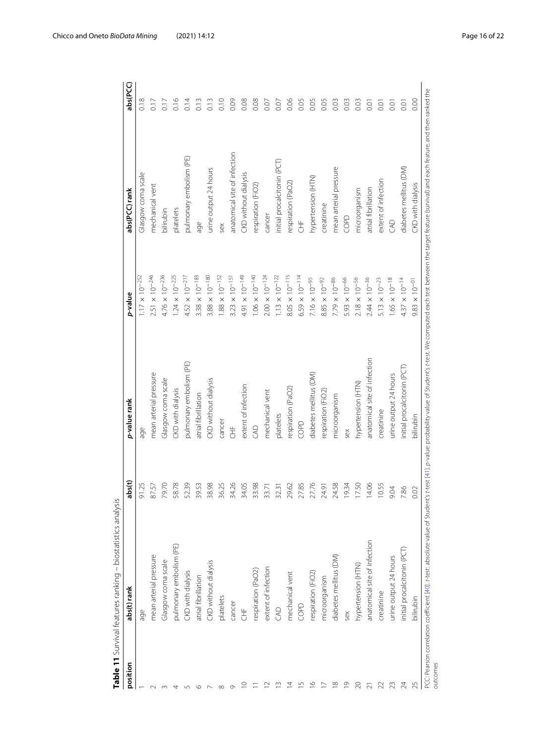**Table 11** Survival features ranking – biostatistics analysis

| position | abs(t) rank | abs(t) | *p*-value rank | *p*-value | abs(PCC) rank | abs(PCC) |
|---|---|---|---|---|---|---|
| 1 | age | 91.25 | age | $1.17 \times 10^{-252}$ | Glasgow coma scale | 0.18 |
| 2 | mean arterial pressure | 87.57 | mean arterial pressure | $2.51 \times 10^{-246}$ | mechanical vent | 0.17 |
| 3 | Glasgow coma scale | 79.70 | Glasgow coma scale | $4.76 \times 10^{-236}$ | bilirubin | 0.17 |
| 4 | pulmonary embolism (PE) | 58.78 | CKD with dialysis | $1.24 \times 10^{-225}$ | platelets | 0.16 |
| 5 | CKD with dialysis | 52.39 | pulmonary embolism (PE) | $4.52 \times 10^{-217}$ | pulmonary embolism (PE) | 0.14 |
| 6 | atrial fibrillation | 39.53 | atrial fibrillation | $3.38 \times 10^{-183}$ | age | 0.13 |
| 7 | CKD without dialysis | 38.98 | CKD without dialysis | $3.88 \times 10^{-180}$ | urine output 24 hours | 0.13 |
| 8 | platelets | 36.25 | cancer | $1.88 \times 10^{-152}$ | sex | 0.10 |
| 9 | cancer | 34.26 | CHF | $3.23 \times 10^{-151}$ | anatomical site of infection | 0.09 |
| 10 | CHF | 34.05 | extent of infection | $4.91 \times 10^{-149}$ | CKD without dialysis | 0.08 |
| 11 | respiration (PaO2) | 33.98 | CAD | $1.06 \times 10^{-140}$ | respiration (FiO2) | 0.08 |
| 12 | extent of infection | 33.71 | mechanical vent | $2.00 \times 10^{-124}$ | cancer | 0.07 |
| 13 | CAD | 32.31 | platelets | $1.13 \times 10^{-122}$ | initial procalcitonin (PCT) | 0.07 |
| 14 | mechanical vent | 29.62 | respiration (PaO2) | $8.05 \times 10^{-115}$ | respiration (PaO2) | 0.06 |
| 15 | COPD | 27.85 | COPD | $6.59 \times 10^{-114}$ | CHF | 0.05 |
| 16 | respiration (FiO2) | 27.76 | diabetes mellitus (DM) | $7.16 \times 10^{-95}$ | hypertension (HTN) | 0.05 |
| 17 | microorganism | 24.91 | respiration (FiO2) | $8.85 \times 10^{-92}$ | creatinine | 0.05 |
| 18 | diabetes mellitus (DM) | 24.58 | microorganism | $7.79 \times 10^{-86}$ | mean arterial pressure | 0.03 |
| 19 | sex | 19.34 | sex | $5.93 \times 10^{-66}$ | COPD | 0.03 |
| 20 | hypertension (HTN) | 17.50 | hypertension (HTN) | $2.18 \times 10^{-56}$ | microorganism | 0.03 |
| 21 | anatomical site of infection | 14.06 | anatomical site of infection | $2.44 \times 10^{-36}$ | atrial fibrillation | 0.01 |
| 22 | creatinine | 10.55 | creatinine | $5.13 \times 10^{-23}$ | extent of infection | 0.01 |
| 23 | urine output 24 hours | 9.04 | urine output 24 hours | $1.65 \times 10^{-18}$ | CAD | 0.01 |
| 24 | initial procalcitonin (PCT) | 7.86 | initial procalcitonin (PCT) | $4.37 \times 10^{-14}$ | diabetes mellitus (DM) | 0.01 |
| 25 | bilirubin | 0.02 | bilirubin | $9.83 \times 10^{-01}$ | CKD with dialysis | 0.00 |

PCC: Pearson correlation coefficient [40]. *t*-test: absolute value of Student's *t*-test [41]. *p*-value: probability value of Student's *t*-test. We computed each test between the target feature (survival) and each feature, and then ranked the outcomes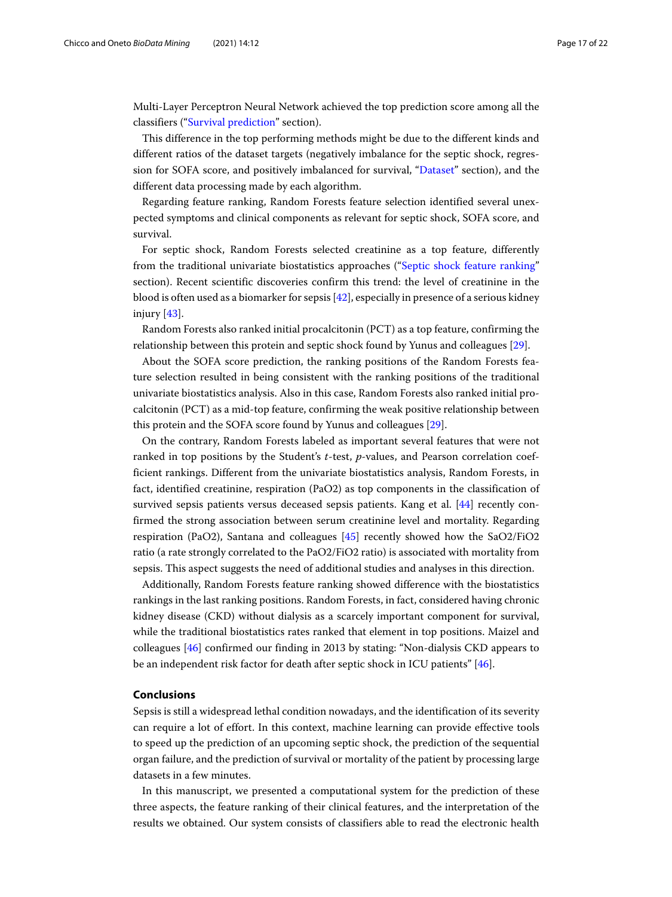Multi-Layer Perceptron Neural Network achieved the top prediction score among all the classifiers ("Survival prediction" section).

This difference in the top performing methods might be due to the different kinds and different ratios of the dataset targets (negatively imbalance for the septic shock, regression for SOFA score, and positively imbalanced for survival, "Dataset" section), and the different data processing made by each algorithm.

Regarding feature ranking, Random Forests feature selection identified several unexpected symptoms and clinical components as relevant for septic shock, SOFA score, and survival.

For septic shock, Random Forests selected creatinine as a top feature, differently from the traditional univariate biostatistics approaches ("Septic shock feature ranking" section). Recent scientific discoveries confirm this trend: the level of creatinine in the blood is often used as a biomarker for sepsis [42], especially in presence of a serious kidney injury [43].

Random Forests also ranked initial procalcitonin (PCT) as a top feature, confirming the relationship between this protein and septic shock found by Yunus and colleagues [29].

About the SOFA score prediction, the ranking positions of the Random Forests feature selection resulted in being consistent with the ranking positions of the traditional univariate biostatistics analysis. Also in this case, Random Forests also ranked initial procalcitonin (PCT) as a mid-top feature, confirming the weak positive relationship between this protein and the SOFA score found by Yunus and colleagues [29].

On the contrary, Random Forests labeled as important several features that were not ranked in top positions by the Student's $t$-test, $p$-values, and Pearson correlation coefficient rankings. Different from the univariate biostatistics analysis, Random Forests, in fact, identified creatinine, respiration (PaO2) as top components in the classification of survived sepsis patients versus deceased sepsis patients. Kang et al. [44] recently confirmed the strong association between serum creatinine level and mortality. Regarding respiration (PaO2), Santana and colleagues [45] recently showed how the SaO2/FiO2 ratio (a rate strongly correlated to the PaO2/FiO2 ratio) is associated with mortality from sepsis. This aspect suggests the need of additional studies and analyses in this direction.

Additionally, Random Forests feature ranking showed difference with the biostatistics rankings in the last ranking positions. Random Forests, in fact, considered having chronic kidney disease (CKD) without dialysis as a scarcely important component for survival, while the traditional biostatistics rates ranked that element in top positions. Maizel and colleagues [46] confirmed our finding in 2013 by stating: "Non-dialysis CKD appears to be an independent risk factor for death after septic shock in ICU patients" [46].

## Conclusions

Sepsis is still a widespread lethal condition nowadays, and the identification of its severity can require a lot of effort. In this context, machine learning can provide effective tools to speed up the prediction of an upcoming septic shock, the prediction of the sequential organ failure, and the prediction of survival or mortality of the patient by processing large datasets in a few minutes.

In this manuscript, we presented a computational system for the prediction of these three aspects, the feature ranking of their clinical features, and the interpretation of the results we obtained. Our system consists of classifiers able to read the electronic health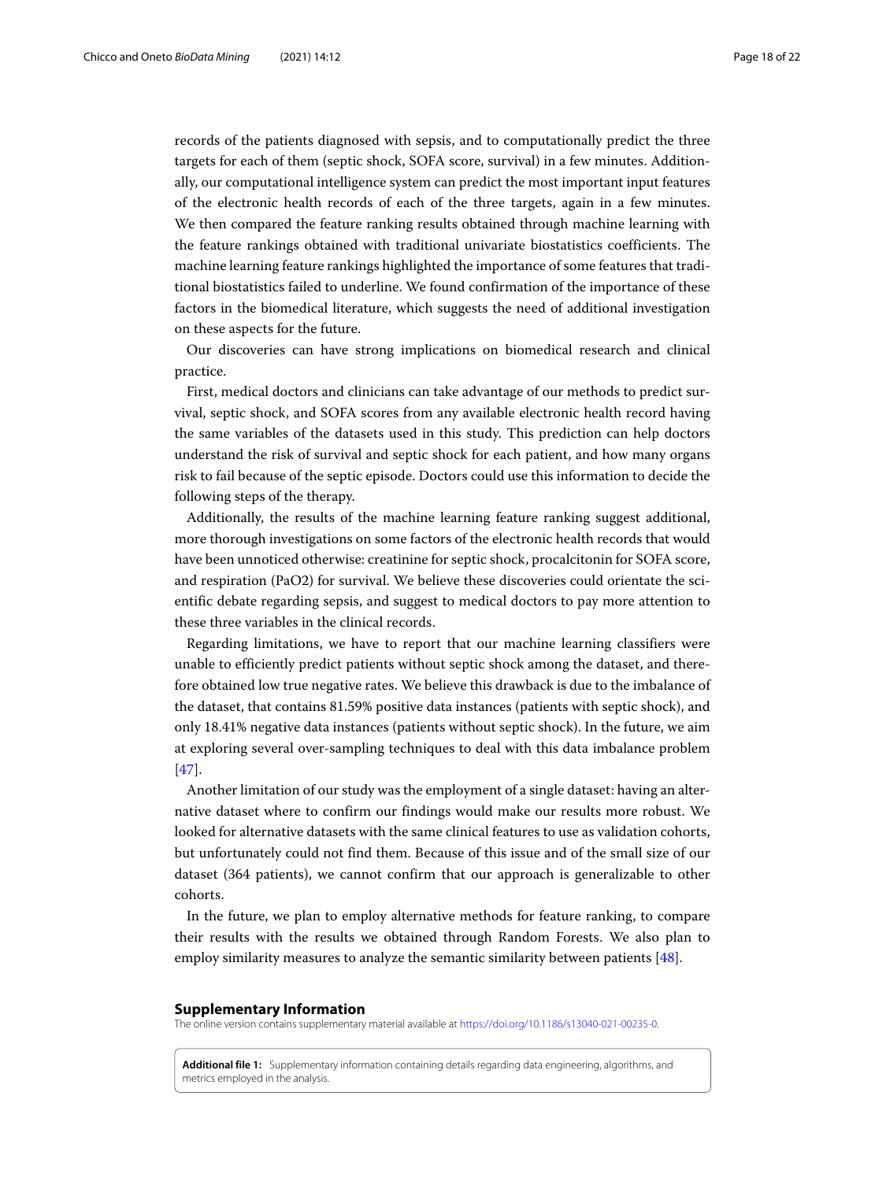records of the patients diagnosed with sepsis, and to computationally predict the three targets for each of them (septic shock, SOFA score, survival) in a few minutes. Additionally, our computational intelligence system can predict the most important input features of the electronic health records of each of the three targets, again in a few minutes. We then compared the feature ranking results obtained through machine learning with the feature rankings obtained with traditional univariate biostatistics coefficients. The machine learning feature rankings highlighted the importance of some features that traditional biostatistics failed to underline. We found confirmation of the importance of these factors in the biomedical literature, which suggests the need of additional investigation on these aspects for the future.

Our discoveries can have strong implications on biomedical research and clinical practice.

First, medical doctors and clinicians can take advantage of our methods to predict survival, septic shock, and SOFA scores from any available electronic health record having the same variables of the datasets used in this study. This prediction can help doctors understand the risk of survival and septic shock for each patient, and how many organs risk to fail because of the septic episode. Doctors could use this information to decide the following steps of the therapy.

Additionally, the results of the machine learning feature ranking suggest additional, more thorough investigations on some factors of the electronic health records that would have been unnoticed otherwise: creatinine for septic shock, procalcitonin for SOFA score, and respiration (PaO2) for survival. We believe these discoveries could orientate the scientific debate regarding sepsis, and suggest to medical doctors to pay more attention to these three variables in the clinical records.

Regarding limitations, we have to report that our machine learning classifiers were unable to efficiently predict patients without septic shock among the dataset, and therefore obtained low true negative rates. We believe this drawback is due to the imbalance of the dataset, that contains 81.59% positive data instances (patients with septic shock), and only 18.41% negative data instances (patients without septic shock). In the future, we aim at exploring several over-sampling techniques to deal with this data imbalance problem [47].

Another limitation of our study was the employment of a single dataset: having an alternative dataset where to confirm our findings would make our results more robust. We looked for alternative datasets with the same clinical features to use as validation cohorts, but unfortunately could not find them. Because of this issue and of the small size of our dataset (364 patients), we cannot confirm that our approach is generalizable to other cohorts.

In the future, we plan to employ alternative methods for feature ranking, to compare their results with the results we obtained through Random Forests. We also plan to employ similarity measures to analyze the semantic similarity between patients [48].

## Supplementary Information

The online version contains supplementary material available at https://doi.org/10.1186/s13040-021-00235-0.

**Additional file 1:** Supplementary information containing details regarding data engineering, algorithms, and metrics employed in the analysis.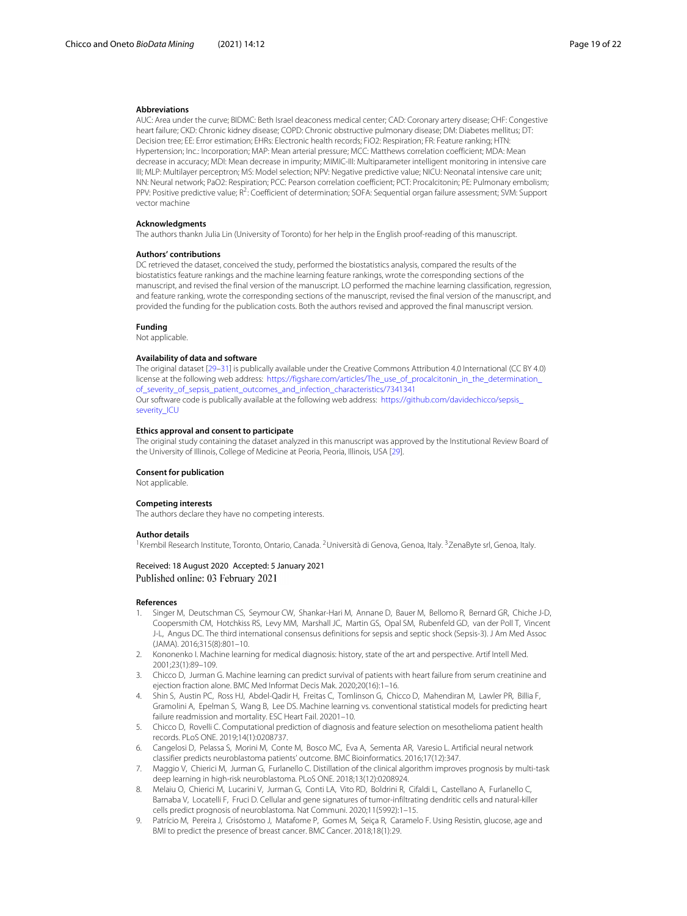#### Abbreviations

AUC: Area under the curve; BIDMC: Beth Israel deaconess medical center; CAD: Coronary artery disease; CHF: Congestive heart failure; CKD: Chronic kidney disease; COPD: Chronic obstructive pulmonary disease; DM: Diabetes mellitus; DT: Decision tree; EE: Error estimation; EHRs: Electronic health records; FiO2: Respiration; FR: Feature ranking; HTN: Hypertension; Inc.: Incorporation; MAP: Mean arterial pressure; MCC: Matthews correlation coefficient; MDA: Mean decrease in accuracy; MDI: Mean decrease in impurity; MIMIC-III: Multiparameter intelligent monitoring in intensive care III; MLP: Multilayer perceptron; MS: Model selection; NPV: Negative predictive value; NICU: Neonatal intensive care unit; NN: Neural network; PaO2: Respiration; PCC: Pearson correlation coefficient; PCT: Procalcitonin; PE: Pulmonary embolism; PPV: Positive predictive value; $R^2$: Coefficient of determination; SOFA: Sequential organ failure assessment; SVM: Support vector machine

#### Acknowledgments

The authors thankn Julia Lin (University of Toronto) for her help in the English proof-reading of this manuscript.

#### Authors' contributions

DC retrieved the dataset, conceived the study, performed the biostatistics analysis, compared the results of the biostatistics feature rankings and the machine learning feature rankings, wrote the corresponding sections of the manuscript, and revised the final version of the manuscript. LO performed the machine learning classification, regression, and feature ranking, wrote the corresponding sections of the manuscript, revised the final version of the manuscript, and provided the funding for the publication costs. Both the authors revised and approved the final manuscript version.

#### Funding

Not applicable.

#### Availability of data and software

The original dataset [29–31] is publically available under the Creative Commons Attribution 4.0 International (CC BY 4.0) license at the following web address: https://figshare.com/articles/The_use_of_procalcitonin_in_the_determination_of_severity_of_sepsis_patient_outcomes_and_infection_characteristics/7341341

Our software code is publically available at the following web address: https://github.com/davidechicco/sepsis_severity_ICU

#### Ethics approval and consent to participate

The original study containing the dataset analyzed in this manuscript was approved by the Institutional Review Board of the University of Illinois, College of Medicine at Peoria, Peoria, Illinois, USA [29].

#### Consent for publication

Not applicable.

#### Competing interests

The authors declare they have no competing interests.

#### Author details

[1]Krembil Research Institute, Toronto, Ontario, Canada. [2]Università di Genova, Genoa, Italy. [3]ZenaByte srl, Genoa, Italy.

Received: 18 August 2020 Accepted: 5 January 2021
Published online: 03 February 2021

#### References

1. Singer M, Deutschman CS, Seymour CW, Shankar-Hari M, Annane D, Bauer M, Bellomo R, Bernard GR, Chiche J-D, Coopersmith CM, Hotchkiss RS, Levy MM, Marshall JC, Martin GS, Opal SM, Rubenfeld GD, van der Poll T, Vincent J-L, Angus DC. The third international consensus definitions for sepsis and septic shock (Sepsis-3). J Am Med Assoc (JAMA). 2016;315(8):801–10.
2. Kononenko I. Machine learning for medical diagnosis: history, state of the art and perspective. Artif Intell Med. 2001;23(1):89–109.
3. Chicco D, Jurman G. Machine learning can predict survival of patients with heart failure from serum creatinine and ejection fraction alone. BMC Med Informat Decis Mak. 2020;20(16):1–16.
4. Shin S, Austin PC, Ross HJ, Abdel-Qadir H, Freitas C, Tomlinson G, Chicco D, Mahendiran M, Lawler PR, Billia F, Gramolini A, Epelman S, Wang B, Lee DS. Machine learning vs. conventional statistical models for predicting heart failure readmission and mortality. ESC Heart Fail. 20201–10.
5. Chicco D, Rovelli C. Computational prediction of diagnosis and feature selection on mesothelioma patient health records. PLoS ONE. 2019;14(1):0208737.
6. Cangelosi D, Pelassa S, Morini M, Conte M, Bosco MC, Eva A, Sementa AR, Varesio L. Artificial neural network classifier predicts neuroblastoma patients' outcome. BMC Bioinformatics. 2016;17(12):347.
7. Maggio V, Chierici M, Jurman G, Furlanello C. Distillation of the clinical algorithm improves prognosis by multi-task deep learning in high-risk neuroblastoma. PLoS ONE. 2018;13(12):0208924.
8. Melaiu O, Chierici M, Lucarini V, Jurman G, Conti LA, Vito RD, Boldrini R, Cifaldi L, Castellano A, Furlanello C, Barnaba V, Locatelli F, Fruci D. Cellular and gene signatures of tumor-infiltrating dendritic cells and natural-killer cells predict prognosis of neuroblastoma. Nat Communi. 2020;11(5992):1–15.
9. Patrício M, Pereira J, Crisóstomo J, Matafome P, Gomes M, Seiça R, Caramelo F. Using Resistin, glucose, age and BMI to predict the presence of breast cancer. BMC Cancer. 2018;18(1):29.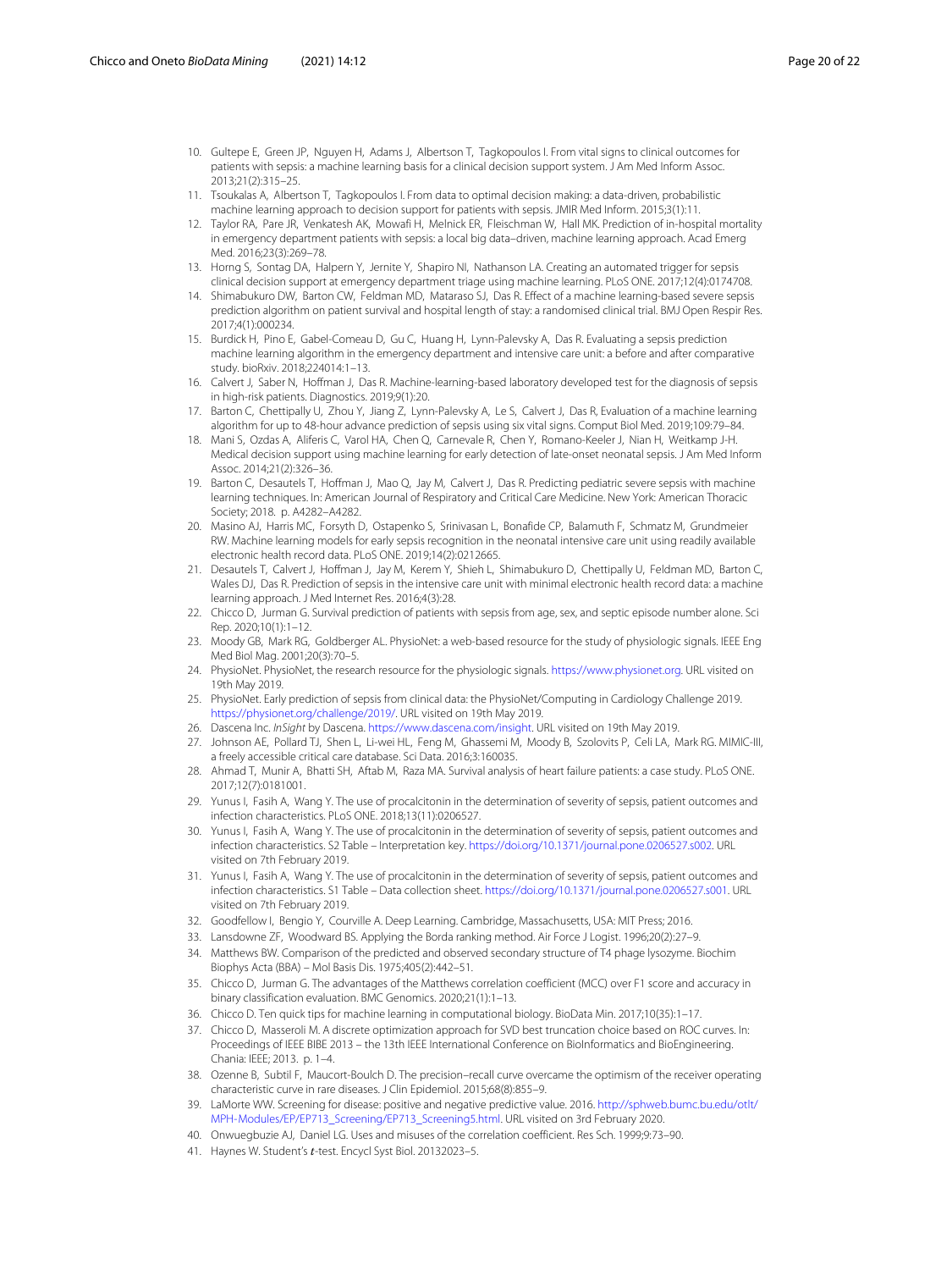10. Gultepe E, Green JP, Nguyen H, Adams J, Albertson T, Tagkopoulos I. From vital signs to clinical outcomes for patients with sepsis: a machine learning basis for a clinical decision support system. J Am Med Inform Assoc. 2013;21(2):315–25.
11. Tsoukalas A, Albertson T, Tagkopoulos I. From data to optimal decision making: a data-driven, probabilistic machine learning approach to decision support for patients with sepsis. JMIR Med Inform. 2015;3(1):11.
12. Taylor RA, Pare JR, Venkatesh AK, Mowafi H, Melnick ER, Fleischman W, Hall MK. Prediction of in-hospital mortality in emergency department patients with sepsis: a local big data–driven, machine learning approach. Acad Emerg Med. 2016;23(3):269–78.
13. Horng S, Sontag DA, Halpern Y, Jernite Y, Shapiro NI, Nathanson LA. Creating an automated trigger for sepsis clinical decision support at emergency department triage using machine learning. PLoS ONE. 2017;12(4):0174708.
14. Shimabukuro DW, Barton CW, Feldman MD, Mataraso SJ, Das R. Effect of a machine learning-based severe sepsis prediction algorithm on patient survival and hospital length of stay: a randomised clinical trial. BMJ Open Respir Res. 2017;4(1):000234.
15. Burdick H, Pino E, Gabel-Comeau D, Gu C, Huang H, Lynn-Palevsky A, Das R. Evaluating a sepsis prediction machine learning algorithm in the emergency department and intensive care unit: a before and after comparative study. bioRxiv. 2018;224014:1–13.
16. Calvert J, Saber N, Hoffman J, Das R. Machine-learning-based laboratory developed test for the diagnosis of sepsis in high-risk patients. Diagnostics. 2019;9(1):20.
17. Barton C, Chettipally U, Zhou Y, Jiang Z, Lynn-Palevsky A, Le S, Calvert J, Das R, Evaluation of a machine learning algorithm for up to 48-hour advance prediction of sepsis using six vital signs. Comput Biol Med. 2019;109:79–84.
18. Mani S, Ozdas A, Aliferis C, Varol HA, Chen Q, Carnevale R, Chen Y, Romano-Keeler J, Nian H, Weitkamp J-H. Medical decision support using machine learning for early detection of late-onset neonatal sepsis. J Am Med Inform Assoc. 2014;21(2):326–36.
19. Barton C, Desautels T, Hoffman J, Mao Q, Jay M, Calvert J, Das R. Predicting pediatric severe sepsis with machine learning techniques. In: American Journal of Respiratory and Critical Care Medicine. New York: American Thoracic Society; 2018. p. A4282–A4282.
20. Masino AJ, Harris MC, Forsyth D, Ostapenko S, Srinivasan L, Bonafide CP, Balamuth F, Schmatz M, Grundmeier RW. Machine learning models for early sepsis recognition in the neonatal intensive care unit using readily available electronic health record data. PLoS ONE. 2019;14(2):0212665.
21. Desautels T, Calvert J, Hoffman J, Jay M, Kerem Y, Shieh L, Shimabukuro D, Chettipally U, Feldman MD, Barton C, Wales DJ, Das R. Prediction of sepsis in the intensive care unit with minimal electronic health record data: a machine learning approach. J Med Internet Res. 2016;4(3):28.
22. Chicco D, Jurman G. Survival prediction of patients with sepsis from age, sex, and septic episode number alone. Sci Rep. 2020;10(1):1–12.
23. Moody GB, Mark RG, Goldberger AL. PhysioNet: a web-based resource for the study of physiologic signals. IEEE Eng Med Biol Mag. 2001;20(3):70–5.
24. PhysioNet. PhysioNet, the research resource for the physiologic signals. https://www.physionet.org. URL visited on 19th May 2019.
25. PhysioNet. Early prediction of sepsis from clinical data: the PhysioNet/Computing in Cardiology Challenge 2019. https://physionet.org/challenge/2019/. URL visited on 19th May 2019.
26. Dascena Inc. *InSight* by Dascena. https://www.dascena.com/insight. URL visited on 19th May 2019.
27. Johnson AE, Pollard TJ, Shen L, Li-wei HL, Feng M, Ghassemi M, Moody B, Szolovits P, Celi LA, Mark RG. MIMIC-III, a freely accessible critical care database. Sci Data. 2016;3:160035.
28. Ahmad T, Munir A, Bhatti SH, Aftab M, Raza MA. Survival analysis of heart failure patients: a case study. PLoS ONE. 2017;12(7):0181001.
29. Yunus I, Fasih A, Wang Y. The use of procalcitonin in the determination of severity of sepsis, patient outcomes and infection characteristics. PLoS ONE. 2018;13(11):0206527.
30. Yunus I, Fasih A, Wang Y. The use of procalcitonin in the determination of severity of sepsis, patient outcomes and infection characteristics. S2 Table – Interpretation key. https://doi.org/10.1371/journal.pone.0206527.s002. URL visited on 7th February 2019.
31. Yunus I, Fasih A, Wang Y. The use of procalcitonin in the determination of severity of sepsis, patient outcomes and infection characteristics. S1 Table – Data collection sheet. https://doi.org/10.1371/journal.pone.0206527.s001. URL visited on 7th February 2019.
32. Goodfellow I, Bengio Y, Courville A. Deep Learning. Cambridge, Massachusetts, USA: MIT Press; 2016.
33. Lansdowne ZF, Woodward BS. Applying the Borda ranking method. Air Force J Logist. 1996;20(2):27–9.
34. Matthews BW. Comparison of the predicted and observed secondary structure of T4 phage lysozyme. Biochim Biophys Acta (BBA) – Mol Basis Dis. 1975;405(2):442–51.
35. Chicco D, Jurman G. The advantages of the Matthews correlation coefficient (MCC) over F1 score and accuracy in binary classification evaluation. BMC Genomics. 2020;21(1):1–13.
36. Chicco D. Ten quick tips for machine learning in computational biology. BioData Min. 2017;10(35):1–17.
37. Chicco D, Masseroli M. A discrete optimization approach for SVD best truncation choice based on ROC curves. In: Proceedings of IEEE BIBE 2013 – the 13th IEEE International Conference on BioInformatics and BioEngineering. Chania: IEEE; 2013. p. 1–4.
38. Ozenne B, Subtil F, Maucort-Boulch D. The precision–recall curve overcame the optimism of the receiver operating characteristic curve in rare diseases. J Clin Epidemiol. 2015;68(8):855–9.
39. LaMorte WW. Screening for disease: positive and negative predictive value. 2016. http://sphweb.bumc.bu.edu/otlt/MPH-Modules/EP/EP713_Screening/EP713_Screening5.html. URL visited on 3rd February 2020.
40. Onwuegbuzie AJ, Daniel LG. Uses and misuses of the correlation coefficient. Res Sch. 1999;9:73–90.
41. Haynes W. Student's $t$-test. Encycl Syst Biol. 20132023–5.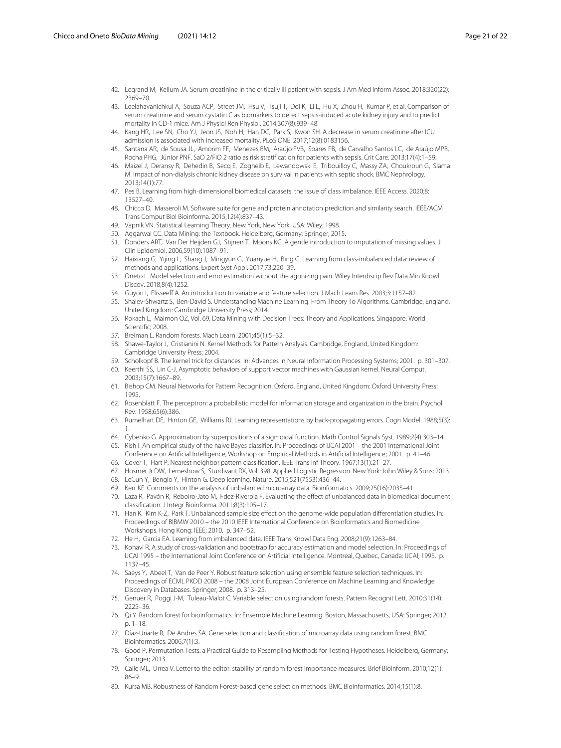42. Legrand M, Kellum JA. Serum creatinine in the critically ill patient with sepsis. J Am Med Inform Assoc. 2018;320(22): 2369–70.
43. Leelahavanichkul A, Souza ACP, Street JM, Hsu V, Tsuji T, Doi K, Li L, Hu X, Zhou H, Kumar P, et al. Comparison of serum creatinine and serum cystatin C as biomarkers to detect sepsis-induced acute kidney injury and to predict mortality in CD-1 mice. Am J Physiol Ren Physiol. 2014;307(8):939–48.
44. Kang HR, Lee SN, Cho YJ, Jeon JS, Noh H, Han DC, Park S, Kwon SH. A decrease in serum creatinine after ICU admission is associated with increased mortality. PLoS ONE. 2017;12(8):0183156.
45. Santana AR, de Sousa JL, Amorim FF, Menezes BM, Araújo FVB, Soares FB, de Carvalho Santos LC, de Araújo MPB, Rocha PHG, Júnior PNF. SaO 2/FiO 2 ratio as risk stratification for patients with sepsis. Crit Care. 2013;17(4):1–59.
46. Maizel J, Deransy R, Dehedin B, Secq E, Zogheib E, Lewandowski E, Tribouilloy C, Massy ZA, Choukroun G, Slama M. Impact of non-dialysis chronic kidney disease on survival in patients with septic shock. BMC Nephrology. 2013;14(1):77.
47. Pes B. Learning from high-dimensional biomedical datasets: the issue of class imbalance. IEEE Access. 2020;8: 13527–40.
48. Chicco D, Masseroli M. Software suite for gene and protein annotation prediction and similarity search. IEEE/ACM Trans Comput Biol Bioinforma. 2015;12(4):837–43.
49. Vapnik VN. Statistical Learning Theory. New York, New York, USA: Wiley; 1998.
50. Aggarwal CC. Data Mining: the Textbook. Heidelberg, Germany: Springer; 2015.
51. Donders ART, Van Der Heijden GJ, Stijnen T, Moons KG. A gentle introduction to imputation of missing values. J Clin Epidemiol. 2006;59(10):1087–91.
52. Haixiang G, Yijing L, Shang J, Mingyun G, Yuanyue H, Bing G. Learning from class-imbalanced data: review of methods and applications. Expert Syst Appl. 2017;73:220–39.
53. Oneto L. Model selection and error estimation without the agonizing pain. Wiley Interdiscip Rev Data Min Knowl Discov. 2018;8(4):1252.
54. Guyon I, Elisseeff A. An introduction to variable and feature selection. J Mach Learn Res. 2003;3:1157–82.
55. Shalev-Shwartz S, Ben-David S. Understanding Machine Learning: From Theory To Algorithms. Cambridge, England, United Kingdom: Cambridge University Press; 2014.
56. Rokach L, Maimon OZ, Vol. 69. Data Mining with Decision Trees: Theory and Applications. Singapore: World Scientific; 2008.
57. Breiman L. Random forests. Mach Learn. 2001;45(1):5–32.
58. Shawe-Taylor J, Cristianini N. Kernel Methods for Pattern Analysis. Cambridge, England, United Kingdom: Cambridge University Press; 2004.
59. Scholkopf B. The kernel trick for distances. In: Advances in Neural Information Processing Systems; 2001. p. 301–307.
60. Keerthi SS, Lin C-J. Asymptotic behaviors of support vector machines with Gaussian kernel. Neural Comput. 2003;15(7):1667–89.
61. Bishop CM. Neural Networks for Pattern Recognition. Oxford, England, United Kingdom: Oxford University Press; 1995.
62. Rosenblatt F. The perceptron: a probabilistic model for information storage and organization in the brain. Psychol Rev. 1958;65(6):386.
63. Rumelhart DE, Hinton GE, Williams RJ. Learning representations by back-propagating errors. Cogn Model. 1988;5(3): 1.
64. Cybenko G. Approximation by superpositions of a sigmoidal function. Math Control Signals Syst. 1989;2(4):303–14.
65. Rish I. An empirical study of the naive Bayes classifier. In: Proceedings of IJCAI 2001 – the 2001 International Joint Conference on Artificial Intelligence, Workshop on Empirical Methods in Artificial Intelligence; 2001. p. 41–46.
66. Cover T, Hart P. Nearest neighbor pattern classification. IEEE Trans Inf Theory. 1967;13(1):21–27.
67. Hosmer Jr DW, Lemeshow S, Sturdivant RX, Vol. 398. Applied Logistic Regression. New York: John Wiley & Sons; 2013.
68. LeCun Y, Bengio Y, Hinton G. Deep learning. Nature. 2015;521(7553):436–44.
69. Kerr KF. Comments on the analysis of unbalanced microarray data. Bioinformatics. 2009;25(16):2035–41.
70. Laza R, Pavón R, Reboiro-Jato M, Fdez-Riverola F. Evaluating the effect of unbalanced data in biomedical document classification. J Integr Bioinforma. 2011;8(3):105–17.
71. Han K, Kim K-Z, Park T. Unbalanced sample size effect on the genome-wide population differentiation studies. In: Proceedings of BIBMW 2010 – the 2010 IEEE International Conference on Bioinformatics and Biomedicine Workshops. Hong Kong: IEEE; 2010. p. 347–52.
72. He H, Garcia EA. Learning from imbalanced data. IEEE Trans Knowl Data Eng. 2008;21(9):1263–84.
73. Kohavi R. A study of cross-validation and bootstrap for accuracy estimation and model selection. In: Proceedings of IJCAI 1995 – the International Joint Conference on Artificial Intelligence. Montreal, Quebec, Canada: IJCAI; 1995. p. 1137–45.
74. Saeys Y, Abeel T, Van de Peer Y. Robust feature selection using ensemble feature selection techniques. In: Proceedings of ECML PKDD 2008 – the 2008 Joint European Conference on Machine Learning and Knowledge Discovery in Databases. Springer; 2008. p. 313–25.
75. Genuer R, Poggi J-M, Tuleau-Malot C. Variable selection using random forests. Pattern Recognit Lett. 2010;31(14): 2225–36.
76. Qi Y. Random forest for bioinformatics. In: Ensemble Machine Learning. Boston, Massachusetts, USA: Springer; 2012. p. 1–18.
77. Díaz-Uriarte R, De Andres SA. Gene selection and classification of microarray data using random forest. BMC Bioinformatics. 2006;7(1):3.
78. Good P. Permutation Tests: a Practical Guide to Resampling Methods for Testing Hypotheses. Heidelberg, Germany: Springer; 2013.
79. Calle ML, Urrea V. Letter to the editor: stability of random forest importance measures. Brief Bioinform. 2010;12(1): 86–9.
80. Kursa MB. Robustness of Random Forest-based gene selection methods. BMC Bioinformatics. 2014;15(1):8.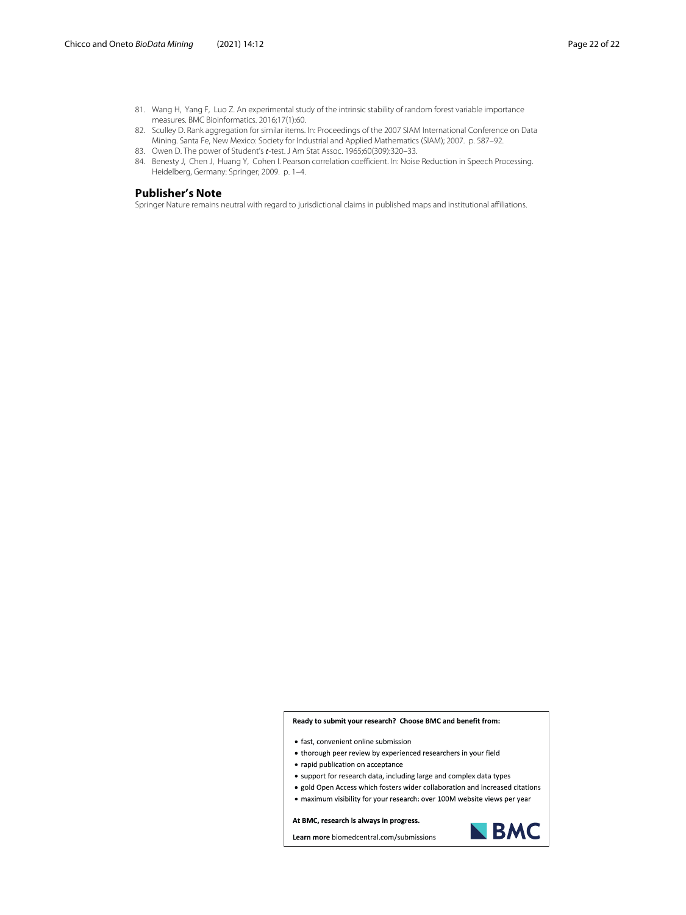81. Wang H, Yang F, Luo Z. An experimental study of the intrinsic stability of random forest variable importance measures. BMC Bioinformatics. 2016;17(1):60.
82. Sculley D. Rank aggregation for similar items. In: Proceedings of the 2007 SIAM International Conference on Data Mining. Santa Fe, New Mexico: Society for Industrial and Applied Mathematics (SIAM); 2007. p. 587–92.
83. Owen D. The power of Student's $t$-test. J Am Stat Assoc. 1965;60(309):320–33.
84. Benesty J, Chen J, Huang Y, Cohen I. Pearson correlation coefficient. In: Noise Reduction in Speech Processing. Heidelberg, Germany: Springer; 2009. p. 1–4.

## Publisher's Note

Springer Nature remains neutral with regard to jurisdictional claims in published maps and institutional affiliations.

**Ready to submit your research? Choose BMC and benefit from:**

- fast, convenient online submission
- thorough peer review by experienced researchers in your field
- rapid publication on acceptance
- support for research data, including large and complex data types
- gold Open Access which fosters wider collaboration and increased citations
- maximum visibility for your research: over 100M website views per year

**At BMC, research is always in progress.**

**Learn more** biomedcentral.com/submissions

BMC